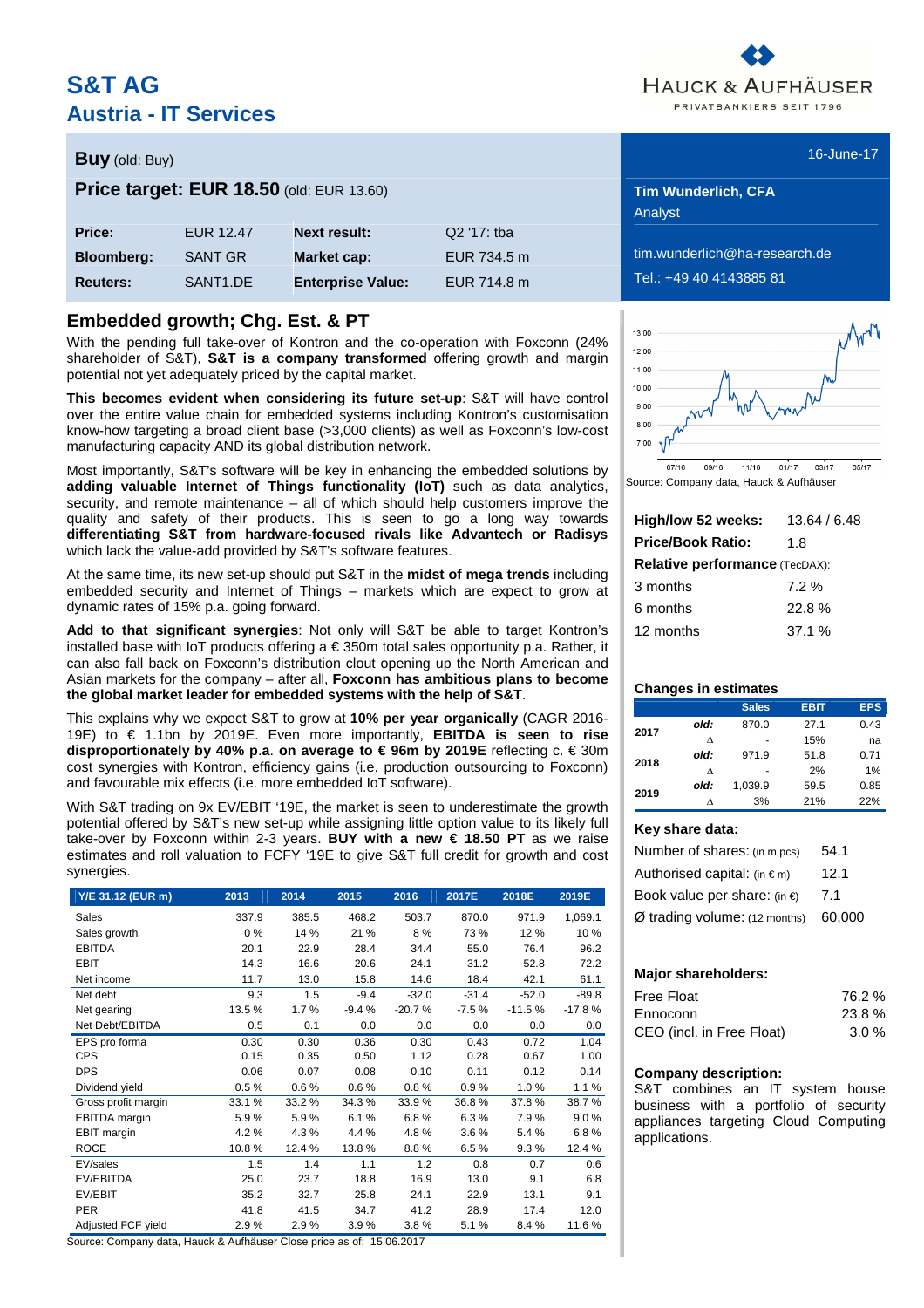# S&T AG
## Austria - IT Services

HAUCK & AUFHÄUSER
PRIVATBANKIERS SEIT 1796

**Buy** (old: Buy)

**Price target: EUR 18.50** (old: EUR 13.60)

| | | | |
|---|---|---|---|
| **Price:** | EUR 12.47 | **Next result:** | Q2 '17: tba |
| **Bloomberg:** | SANT GR | **Market cap:** | EUR 734.5 m |
| **Reuters:** | SANT1.DE | **Enterprise Value:** | EUR 714.8 m |

16-June-17

**Tim Wunderlich, CFA**
Analyst

tim.wunderlich@ha-research.de
Tel.: +49 40 4143885 81

## Embedded growth; Chg. Est. & PT

With the pending full take-over of Kontron and the co-operation with Foxconn (24% shareholder of S&T), **S&T is a company transformed** offering growth and margin potential not yet adequately priced by the capital market.

**This becomes evident when considering its future set-up**: S&T will have control over the entire value chain for embedded systems including Kontron's customisation know-how targeting a broad client base (>3,000 clients) as well as Foxconn's low-cost manufacturing capacity AND its global distribution network.

Most importantly, S&T's software will be key in enhancing the embedded solutions by **adding valuable Internet of Things functionality (IoT)** such as data analytics, security, and remote maintenance – all of which should help customers improve the quality and safety of their products. This is seen to go a long way towards **differentiating S&T from hardware-focused rivals like Advantech or Radisys** which lack the value-add provided by S&T's software features.

At the same time, its new set-up should put S&T in the **midst of mega trends** including embedded security and Internet of Things – markets which are expect to grow at dynamic rates of 15% p.a. going forward.

**Add to that significant synergies**: Not only will S&T be able to target Kontron's installed base with IoT products offering a € 350m total sales opportunity p.a. Rather, it can also fall back on Foxconn's distribution clout opening up the North American and Asian markets for the company – after all, **Foxconn has ambitious plans to become the global market leader for embedded systems with the help of S&T**.

This explains why we expect S&T to grow at **10% per year organically** (CAGR 2016-19E) to € 1.1bn by 2019E. Even more importantly, **EBITDA is seen to rise disproportionately by 40% p.a. on average to € 96m by 2019E** reflecting c. € 30m cost synergies with Kontron, efficiency gains (i.e. production outsourcing to Foxconn) and favourable mix effects (i.e. more embedded IoT software).

With S&T trading on 9x EV/EBIT '19E, the market is seen to underestimate the growth potential offered by S&T's new set-up while assigning little option value to its likely full take-over by Foxconn within 2-3 years. **BUY with a new € 18.50 PT** as we raise estimates and roll valuation to FCFY '19E to give S&T full credit for growth and cost synergies.

| Y/E 31.12 (EUR m) | 2013 | 2014 | 2015 | 2016 | 2017E | 2018E | 2019E |
|---|---|---|---|---|---|---|---|
| Sales | 337.9 | 385.5 | 468.2 | 503.7 | 870.0 | 971.9 | 1,069.1 |
| Sales growth | 0 % | 14 % | 21 % | 8 % | 73 % | 12 % | 10 % |
| EBITDA | 20.1 | 22.9 | 28.4 | 34.4 | 55.0 | 76.4 | 96.2 |
| EBIT | 14.3 | 16.6 | 20.6 | 24.1 | 31.2 | 52.8 | 72.2 |
| Net income | 11.7 | 13.0 | 15.8 | 14.6 | 18.4 | 42.1 | 61.1 |
| Net debt | 9.3 | 1.5 | -9.4 | -32.0 | -31.4 | -52.0 | -89.8 |
| Net gearing | 13.5 % | 1.7 % | -9.4 % | -20.7 % | -7.5 % | -11.5 % | -17.8 % |
| Net Debt/EBITDA | 0.5 | 0.1 | 0.0 | 0.0 | 0.0 | 0.0 | 0.0 |
| EPS pro forma | 0.30 | 0.30 | 0.36 | 0.30 | 0.43 | 0.72 | 1.04 |
| CPS | 0.15 | 0.35 | 0.50 | 1.12 | 0.28 | 0.67 | 1.00 |
| DPS | 0.06 | 0.07 | 0.08 | 0.10 | 0.11 | 0.12 | 0.14 |
| Dividend yield | 0.5 % | 0.6 % | 0.6 % | 0.8 % | 0.9 % | 1.0 % | 1.1 % |
| Gross profit margin | 33.1 % | 33.2 % | 34.3 % | 33.9 % | 36.8 % | 37.8 % | 38.7 % |
| EBITDA margin | 5.9 % | 5.9 % | 6.1 % | 6.8 % | 6.3 % | 7.9 % | 9.0 % |
| EBIT margin | 4.2 % | 4.3 % | 4.4 % | 4.8 % | 3.6 % | 5.4 % | 6.8 % |
| ROCE | 10.8 % | 12.4 % | 13.8 % | 8.8 % | 6.5 % | 9.3 % | 12.4 % |
| EV/sales | 1.5 | 1.4 | 1.1 | 1.2 | 0.8 | 0.7 | 0.6 |
| EV/EBITDA | 25.0 | 23.7 | 18.8 | 16.9 | 13.0 | 9.1 | 6.8 |
| EV/EBIT | 35.2 | 32.7 | 25.8 | 24.1 | 22.9 | 13.1 | 9.1 |
| PER | 41.8 | 41.5 | 34.7 | 41.2 | 28.9 | 17.4 | 12.0 |
| Adjusted FCF yield | 2.9 % | 2.9 % | 3.9 % | 3.8 % | 5.1 % | 8.4 % | 11.6 % |

Source: Company data, Hauck & Aufhäuser Close price as of: 15.06.2017

Source: Company data, Hauck & Aufhäuser

| | |
|---|---|
| **High/low 52 weeks:** | 13.64 / 6.48 |
| **Price/Book Ratio:** | 1.8 |
| **Relative performance** (TecDAX): | |
| 3 months | 7.2 % |
| 6 months | 22.8 % |
| 12 months | 37.1 % |

**Changes in estimates**

| | | Sales | EBIT | EPS |
|---|---|---|---|---|
| **2017** | *old:* | 870.0 | 27.1 | 0.43 |
| | Δ | - | 15% | na |
| **2018** | *old:* | 971.9 | 51.8 | 0.71 |
| | Δ | - | 2% | 1% |
| **2019** | *old:* | 1,039.9 | 59.5 | 0.85 |
| | Δ | 3% | 21% | 22% |

**Key share data:**

| | |
|---|---|
| Number of shares: (in m pcs) | 54.1 |
| Authorised capital: (in € m) | 12.1 |
| Book value per share: (in €) | 7.1 |
| Ø trading volume: (12 months) | 60,000 |

**Major shareholders:**

| | |
|---|---|
| Free Float | 76.2 % |
| Ennoconn | 23.8 % |
| CEO (incl. in Free Float) | 3.0 % |

**Company description:**
S&T combines an IT system house business with a portfolio of security appliances targeting Cloud Computing applications.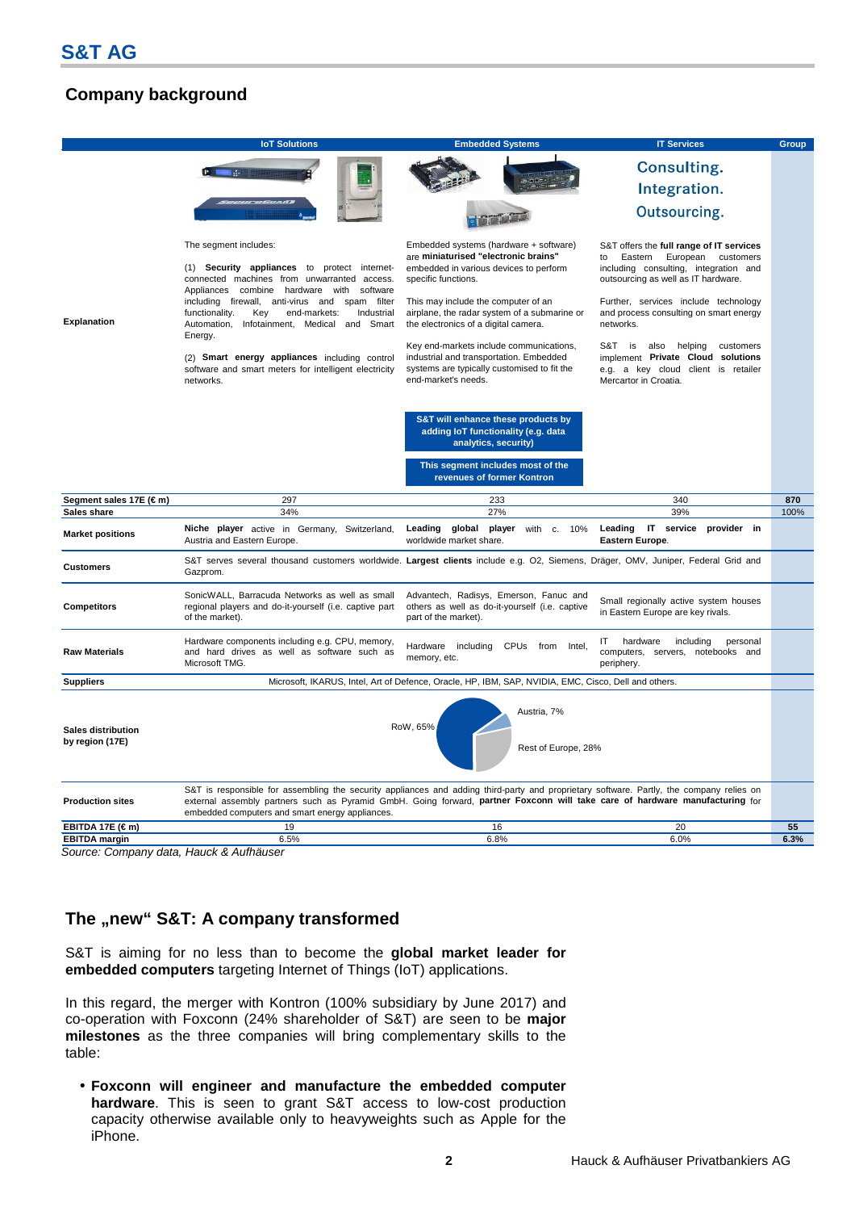# S&T AG

## Company background

| | IoT Solutions | Embedded Systems | IT Services | Group |
|---|---|---|---|---|
| | | | Consulting. Integration. Outsourcing. | |
| **Explanation** | The segment includes: (1) **Security appliances** to protect internet-connected machines from unwarranted access. Appliances combine hardware with software including firewall, anti-virus and spam filter functionality. Key end-markets: Industrial Automation, Infotainment, Medical and Smart Energy. (2) **Smart energy appliances** including control software and smart meters for intelligent electricity networks. | Embedded systems (hardware + software) are **miniaturised "electronic brains"** embedded in various devices to perform specific functions. This may include the computer of an airplane, the radar system of a submarine or the electronics of a digital camera. Key end-markets include communications, industrial and transportation. Embedded systems are typically customised to fit the end-market's needs. **S&T will enhance these products by adding IoT functionality (e.g. data analytics, security)** **This segment includes most of the revenues of former Kontron** | S&T offers the **full range of IT services** to Eastern European customers including consulting, integration and outsourcing as well as IT hardware. Further, services include technology and process consulting on smart energy networks. S&T is also helping customers implement **Private Cloud solutions** e.g. a key cloud client is retailer Mercartor in Croatia. | |
| **Segment sales 17E (€ m)** | 297 | 233 | 340 | **870** |
| **Sales share** | 34% | 27% | 39% | 100% |
| **Market positions** | **Niche player** active in Germany, Switzerland, Austria and Eastern Europe. | **Leading global player** with c. 10% worldwide market share. | **Leading IT service provider in Eastern Europe.** | |
| **Customers** | S&T serves several thousand customers worldwide. **Largest clients** include e.g. O2, Siemens, Dräger, OMV, Juniper, Federal Grid and Gazprom. | | | |
| **Competitors** | SonicWALL, Barracuda Networks as well as small regional players and do-it-yourself (i.e. captive part of the market). | Advantech, Radisys, Emerson, Fanuc and others as well as do-it-yourself (i.e. captive part of the market). | Small regionally active system houses in Eastern Europe are key rivals. | |
| **Raw Materials** | Hardware components including e.g. CPU, memory, and hard drives as well as software such as Microsoft TMG. | Hardware including CPUs from Intel, memory, etc. | IT hardware including personal computers, servers, notebooks and periphery. | |
| **Suppliers** | Microsoft, IKARUS, Intel, Art of Defence, Oracle, HP, IBM, SAP, NVIDIA, EMC, Cisco, Dell and others. | | | |
| **Sales distribution by region (17E)** | Austria, 7%; Rest of Europe, 28%; RoW, 65% | | | |
| **Production sites** | S&T is responsible for assembling the security appliances and adding third-party and proprietary software. Partly, the company relies on external assembly partners such as Pyramid GmbH. Going forward, **partner Foxconn will take care of hardware manufacturing** for embedded computers and smart energy appliances. | | | |
| **EBITDA 17E (€ m)** | 19 | 16 | 20 | **55** |
| **EBITDA margin** | 6.5% | 6.8% | 6.0% | **6.3%** |

*Source: Company data, Hauck & Aufhäuser*

## The „new" S&T: A company transformed

S&T is aiming for no less than to become the **global market leader for embedded computers** targeting Internet of Things (IoT) applications.

In this regard, the merger with Kontron (100% subsidiary by June 2017) and co-operation with Foxconn (24% shareholder of S&T) are seen to be **major milestones** as the three companies will bring complementary skills to the table:

- **Foxconn will engineer and manufacture the embedded computer hardware**. This is seen to grant S&T access to low-cost production capacity otherwise available only to heavyweights such as Apple for the iPhone.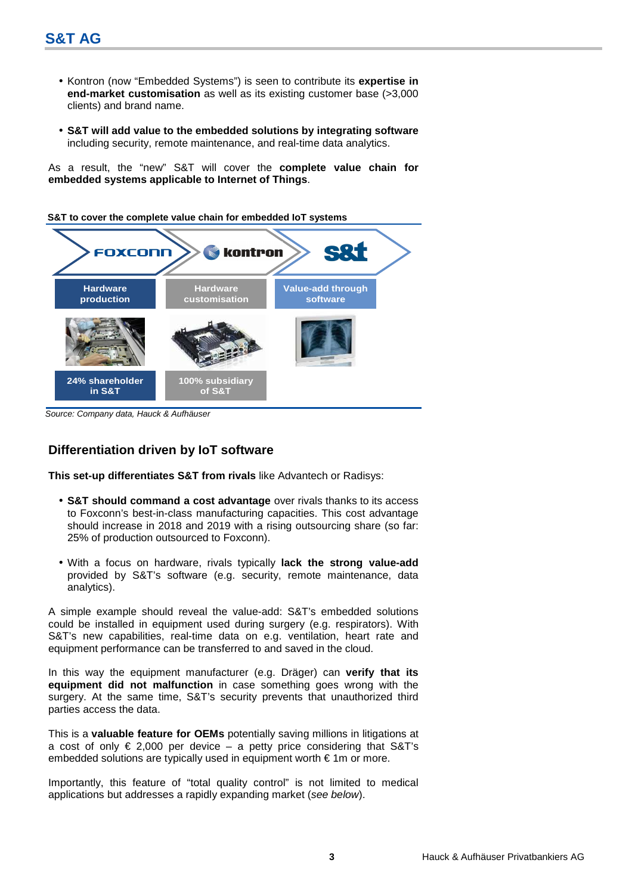- Kontron (now "Embedded Systems") is seen to contribute its **expertise in end-market customisation** as well as its existing customer base (>3,000 clients) and brand name.

- **S&T will add value to the embedded solutions by integrating software** including security, remote maintenance, and real-time data analytics.

As a result, the "new" S&T will cover the **complete value chain for embedded systems applicable to Internet of Things**.

**S&T to cover the complete value chain for embedded IoT systems**

| FOXCONN | kontron | s&t |
|---|---|---|
| Hardware production | Hardware customisation | Value-add through software |
| 24% shareholder in S&T | 100% subsidiary of S&T | |

*Source: Company data, Hauck & Aufhäuser*

## Differentiation driven by IoT software

**This set-up differentiates S&T from rivals** like Advantech or Radisys:

- **S&T should command a cost advantage** over rivals thanks to its access to Foxconn's best-in-class manufacturing capacities. This cost advantage should increase in 2018 and 2019 with a rising outsourcing share (so far: 25% of production outsourced to Foxconn).

- With a focus on hardware, rivals typically **lack the strong value-add** provided by S&T's software (e.g. security, remote maintenance, data analytics).

A simple example should reveal the value-add: S&T's embedded solutions could be installed in equipment used during surgery (e.g. respirators). With S&T's new capabilities, real-time data on e.g. ventilation, heart rate and equipment performance can be transferred to and saved in the cloud.

In this way the equipment manufacturer (e.g. Dräger) can **verify that its equipment did not malfunction** in case something goes wrong with the surgery. At the same time, S&T's security prevents that unauthorized third parties access the data.

This is a **valuable feature for OEMs** potentially saving millions in litigations at a cost of only € 2,000 per device – a petty price considering that S&T's embedded solutions are typically used in equipment worth € 1m or more.

Importantly, this feature of "total quality control" is not limited to medical applications but addresses a rapidly expanding market (*see below*).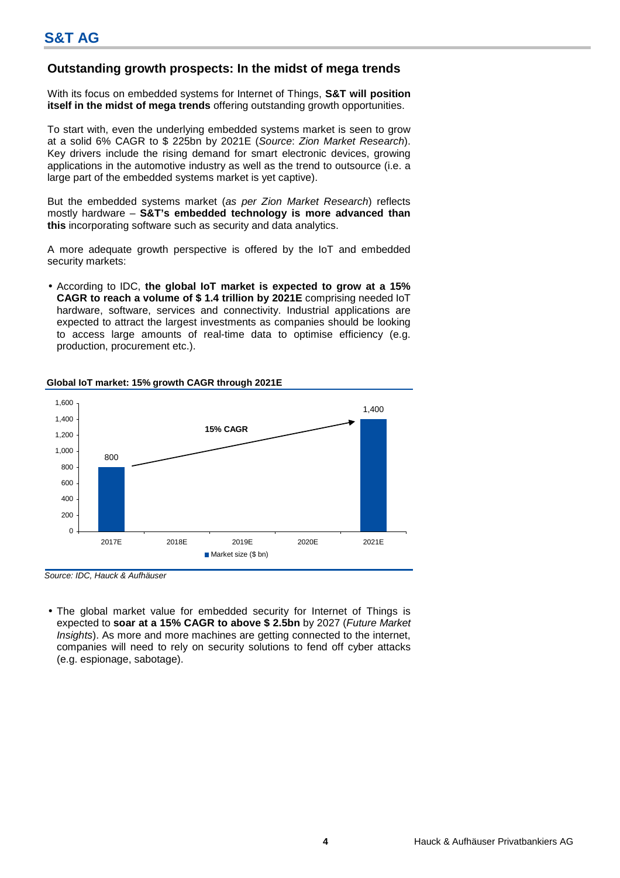## Outstanding growth prospects: In the midst of mega trends

With its focus on embedded systems for Internet of Things, **S&T will position itself in the midst of mega trends** offering outstanding growth opportunities.

To start with, even the underlying embedded systems market is seen to grow at a solid 6% CAGR to $ 225bn by 2021E (*Source*: *Zion Market Research*). Key drivers include the rising demand for smart electronic devices, growing applications in the automotive industry as well as the trend to outsource (i.e. a large part of the embedded systems market is yet captive).

But the embedded systems market (*as per Zion Market Research*) reflects mostly hardware – **S&T's embedded technology is more advanced than this** incorporating software such as security and data analytics.

A more adequate growth perspective is offered by the IoT and embedded security markets:

- According to IDC, **the global IoT market is expected to grow at a 15% CAGR to reach a volume of $ 1.4 trillion by 2021E** comprising needed IoT hardware, software, services and connectivity. Industrial applications are expected to attract the largest investments as companies should be looking to access large amounts of real-time data to optimise efficiency (e.g. production, procurement etc.).

**Global IoT market: 15% growth CAGR through 2021E**

| | 2017E | 2018E | 2019E | 2020E | 2021E |
|---|---|---|---|---|---|
| Market size ($ bn) | 800 | | | | 1,400 |

15% CAGR

*Source: IDC, Hauck & Aufhäuser*

- The global market value for embedded security for Internet of Things is expected to **soar at a 15% CAGR to above $ 2.5bn** by 2027 (*Future Market Insights*). As more and more machines are getting connected to the internet, companies will need to rely on security solutions to fend off cyber attacks (e.g. espionage, sabotage).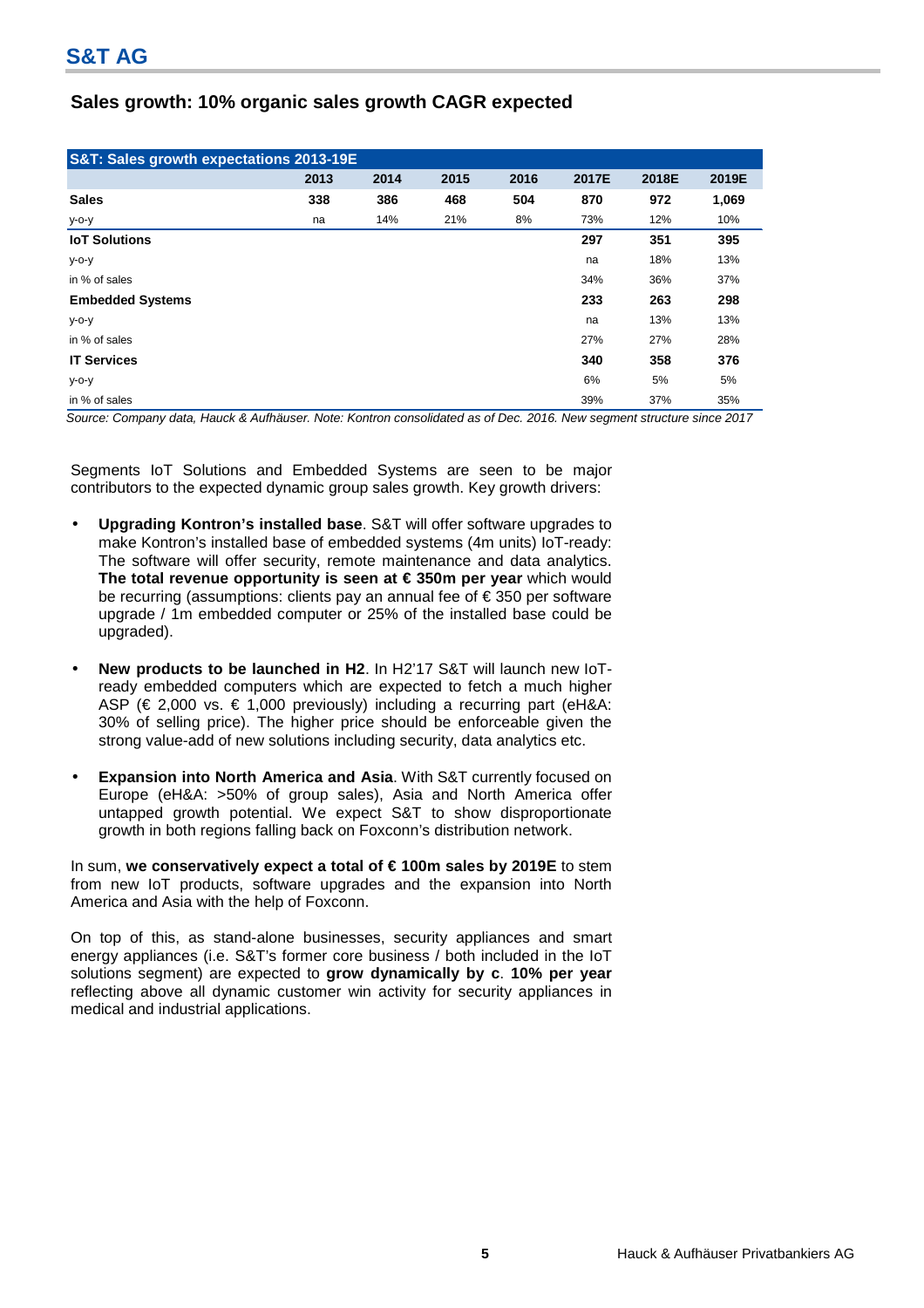## Sales growth: 10% organic sales growth CAGR expected

| S&T: Sales growth expectations 2013-19E | 2013 | 2014 | 2015 | 2016 | 2017E | 2018E | 2019E |
|---|---|---|---|---|---|---|---|
| **Sales** | **338** | **386** | **468** | **504** | **870** | **972** | **1,069** |
| y-o-y | na | 14% | 21% | 8% | 73% | 12% | 10% |
| **IoT Solutions** | | | | | **297** | **351** | **395** |
| y-o-y | | | | | na | 18% | 13% |
| in % of sales | | | | | 34% | 36% | 37% |
| **Embedded Systems** | | | | | **233** | **263** | **298** |
| y-o-y | | | | | na | 13% | 13% |
| in % of sales | | | | | 27% | 27% | 28% |
| **IT Services** | | | | | **340** | **358** | **376** |
| y-o-y | | | | | 6% | 5% | 5% |
| in % of sales | | | | | 39% | 37% | 35% |

*Source: Company data, Hauck & Aufhäuser. Note: Kontron consolidated as of Dec. 2016. New segment structure since 2017*

Segments IoT Solutions and Embedded Systems are seen to be major contributors to the expected dynamic group sales growth. Key growth drivers:

- **Upgrading Kontron's installed base**. S&T will offer software upgrades to make Kontron's installed base of embedded systems (4m units) IoT-ready: The software will offer security, remote maintenance and data analytics. **The total revenue opportunity is seen at € 350m per year** which would be recurring (assumptions: clients pay an annual fee of € 350 per software upgrade / 1m embedded computer or 25% of the installed base could be upgraded).

- **New products to be launched in H2**. In H2'17 S&T will launch new IoT-ready embedded computers which are expected to fetch a much higher ASP (€ 2,000 vs. € 1,000 previously) including a recurring part (eH&A: 30% of selling price). The higher price should be enforceable given the strong value-add of new solutions including security, data analytics etc.

- **Expansion into North America and Asia**. With S&T currently focused on Europe (eH&A: >50% of group sales), Asia and North America offer untapped growth potential. We expect S&T to show disproportionate growth in both regions falling back on Foxconn's distribution network.

In sum, **we conservatively expect a total of € 100m sales by 2019E** to stem from new IoT products, software upgrades and the expansion into North America and Asia with the help of Foxconn.

On top of this, as stand-alone businesses, security appliances and smart energy appliances (i.e. S&T's former core business / both included in the IoT solutions segment) are expected to **grow dynamically by c**. **10% per year** reflecting above all dynamic customer win activity for security appliances in medical and industrial applications.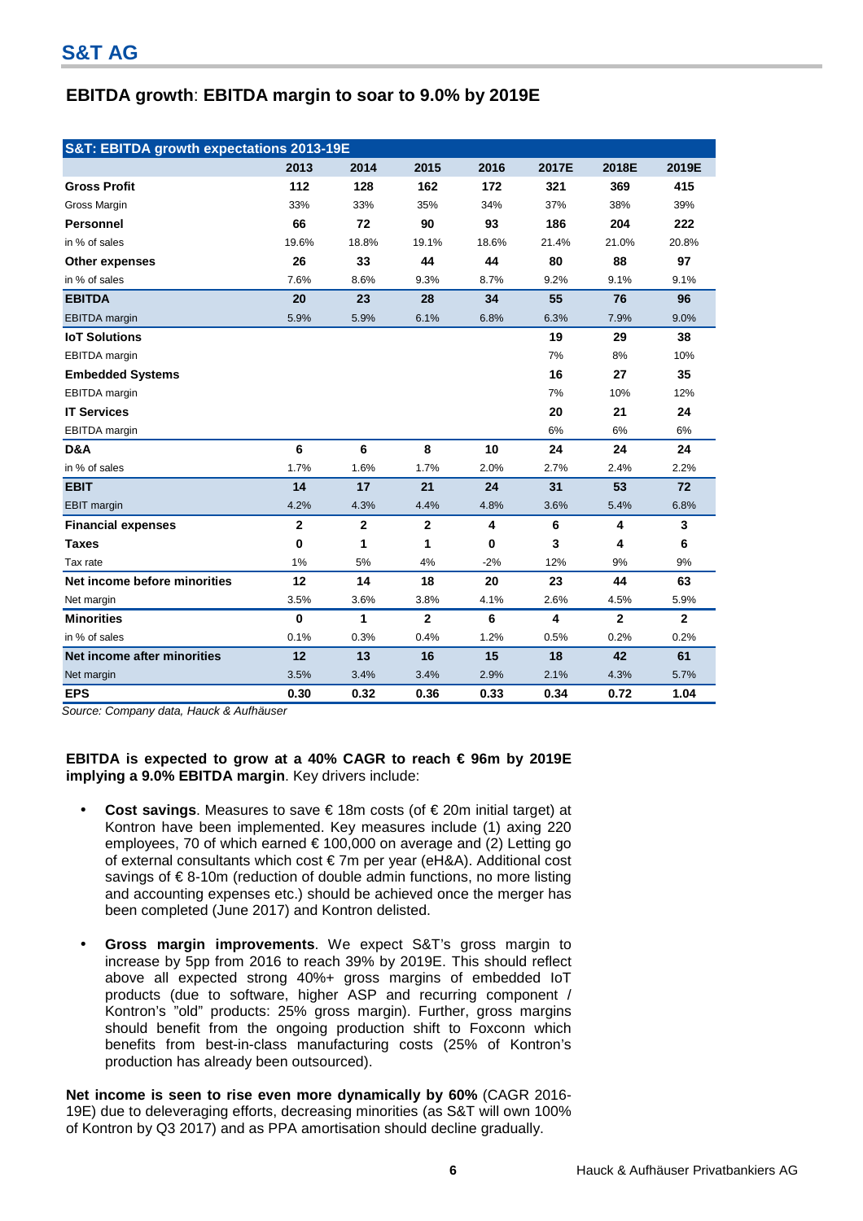## EBITDA growth: EBITDA margin to soar to 9.0% by 2019E

| S&T: EBITDA growth expectations 2013-19E | | | | | | | |
|---|---|---|---|---|---|---|---|
| | 2013 | 2014 | 2015 | 2016 | 2017E | 2018E | 2019E |
| **Gross Profit** | **112** | **128** | **162** | **172** | **321** | **369** | **415** |
| Gross Margin | 33% | 33% | 35% | 34% | 37% | 38% | 39% |
| **Personnel** | **66** | **72** | **90** | **93** | **186** | **204** | **222** |
| in % of sales | 19.6% | 18.8% | 19.1% | 18.6% | 21.4% | 21.0% | 20.8% |
| **Other expenses** | **26** | **33** | **44** | **44** | **80** | **88** | **97** |
| in % of sales | 7.6% | 8.6% | 9.3% | 8.7% | 9.2% | 9.1% | 9.1% |
| **EBITDA** | **20** | **23** | **28** | **34** | **55** | **76** | **96** |
| EBITDA margin | 5.9% | 5.9% | 6.1% | 6.8% | 6.3% | 7.9% | 9.0% |
| **IoT Solutions** | | | | | **19** | **29** | **38** |
| EBITDA margin | | | | | 7% | 8% | 10% |
| **Embedded Systems** | | | | | **16** | **27** | **35** |
| EBITDA margin | | | | | 7% | 10% | 12% |
| **IT Services** | | | | | **20** | **21** | **24** |
| EBITDA margin | | | | | 6% | 6% | 6% |
| **D&A** | **6** | **6** | **8** | **10** | **24** | **24** | **24** |
| in % of sales | 1.7% | 1.6% | 1.7% | 2.0% | 2.7% | 2.4% | 2.2% |
| **EBIT** | **14** | **17** | **21** | **24** | **31** | **53** | **72** |
| EBIT margin | 4.2% | 4.3% | 4.4% | 4.8% | 3.6% | 5.4% | 6.8% |
| **Financial expenses** | **2** | **2** | **2** | **4** | **6** | **4** | **3** |
| **Taxes** | **0** | **1** | **1** | **0** | **3** | **4** | **6** |
| Tax rate | 1% | 5% | 4% | -2% | 12% | 9% | 9% |
| **Net income before minorities** | **12** | **14** | **18** | **20** | **23** | **44** | **63** |
| Net margin | 3.5% | 3.6% | 3.8% | 4.1% | 2.6% | 4.5% | 5.9% |
| **Minorities** | **0** | **1** | **2** | **6** | **4** | **2** | **2** |
| in % of sales | 0.1% | 0.3% | 0.4% | 1.2% | 0.5% | 0.2% | 0.2% |
| **Net income after minorities** | **12** | **13** | **16** | **15** | **18** | **42** | **61** |
| Net margin | 3.5% | 3.4% | 3.4% | 2.9% | 2.1% | 4.3% | 5.7% |
| **EPS** | **0.30** | **0.32** | **0.36** | **0.33** | **0.34** | **0.72** | **1.04** |

*Source: Company data, Hauck & Aufhäuser*

**EBITDA is expected to grow at a 40% CAGR to reach € 96m by 2019E implying a 9.0% EBITDA margin**. Key drivers include:

- **Cost savings**. Measures to save € 18m costs (of € 20m initial target) at Kontron have been implemented. Key measures include (1) axing 220 employees, 70 of which earned € 100,000 on average and (2) Letting go of external consultants which cost € 7m per year (eH&A). Additional cost savings of € 8-10m (reduction of double admin functions, no more listing and accounting expenses etc.) should be achieved once the merger has been completed (June 2017) and Kontron delisted.
- **Gross margin improvements**. We expect S&T's gross margin to increase by 5pp from 2016 to reach 39% by 2019E. This should reflect above all expected strong 40%+ gross margins of embedded IoT products (due to software, higher ASP and recurring component / Kontron's "old" products: 25% gross margin). Further, gross margins should benefit from the ongoing production shift to Foxconn which benefits from best-in-class manufacturing costs (25% of Kontron's production has already been outsourced).

**Net income is seen to rise even more dynamically by 60%** (CAGR 2016-19E) due to deleveraging efforts, decreasing minorities (as S&T will own 100% of Kontron by Q3 2017) and as PPA amortisation should decline gradually.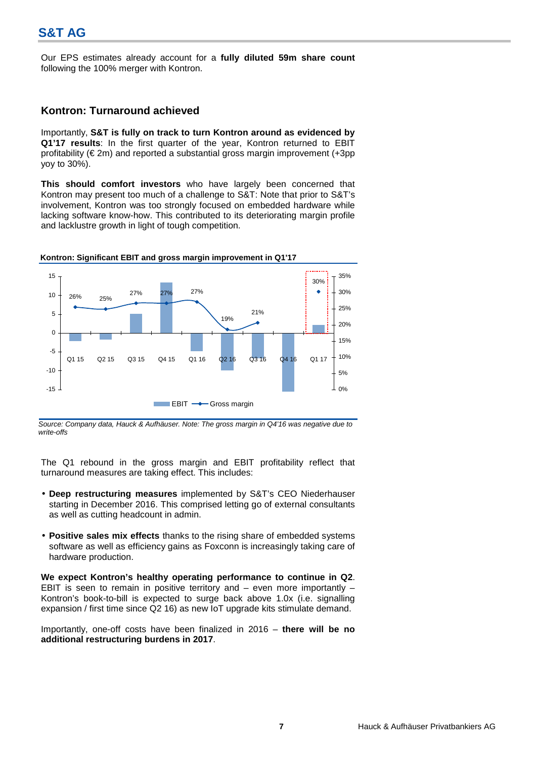Our EPS estimates already account for a **fully diluted 59m share count** following the 100% merger with Kontron.

## Kontron: Turnaround achieved

Importantly, **S&T is fully on track to turn Kontron around as evidenced by Q1'17 results**: In the first quarter of the year, Kontron returned to EBIT profitability (€ 2m) and reported a substantial gross margin improvement (+3pp yoy to 30%).

**This should comfort investors** who have largely been concerned that Kontron may present too much of a challenge to S&T: Note that prior to S&T's involvement, Kontron was too strongly focused on embedded hardware while lacking software know-how. This contributed to its deteriorating margin profile and lacklustre growth in light of tough competition.

**Kontron: Significant EBIT and gross margin improvement in Q1'17**

| | Q1 15 | Q2 15 | Q3 15 | Q4 15 | Q1 16 | Q2 16 | Q3 16 | Q4 16 | Q1 17 |
|---|---|---|---|---|---|---|---|---|---|
| Gross margin | 26% | 25% | 27% | 27% | 27% | 19% | 21% | | 30% |

*Source: Company data, Hauck & Aufhäuser. Note: The gross margin in Q4'16 was negative due to write-offs*

The Q1 rebound in the gross margin and EBIT profitability reflect that turnaround measures are taking effect. This includes:

- **Deep restructuring measures** implemented by S&T's CEO Niederhauser starting in December 2016. This comprised letting go of external consultants as well as cutting headcount in admin.
- **Positive sales mix effects** thanks to the rising share of embedded systems software as well as efficiency gains as Foxconn is increasingly taking care of hardware production.

**We expect Kontron's healthy operating performance to continue in Q2**. EBIT is seen to remain in positive territory and – even more importantly – Kontron's book-to-bill is expected to surge back above 1.0x (i.e. signalling expansion / first time since Q2 16) as new IoT upgrade kits stimulate demand.

Importantly, one-off costs have been finalized in 2016 – **there will be no additional restructuring burdens in 2017**.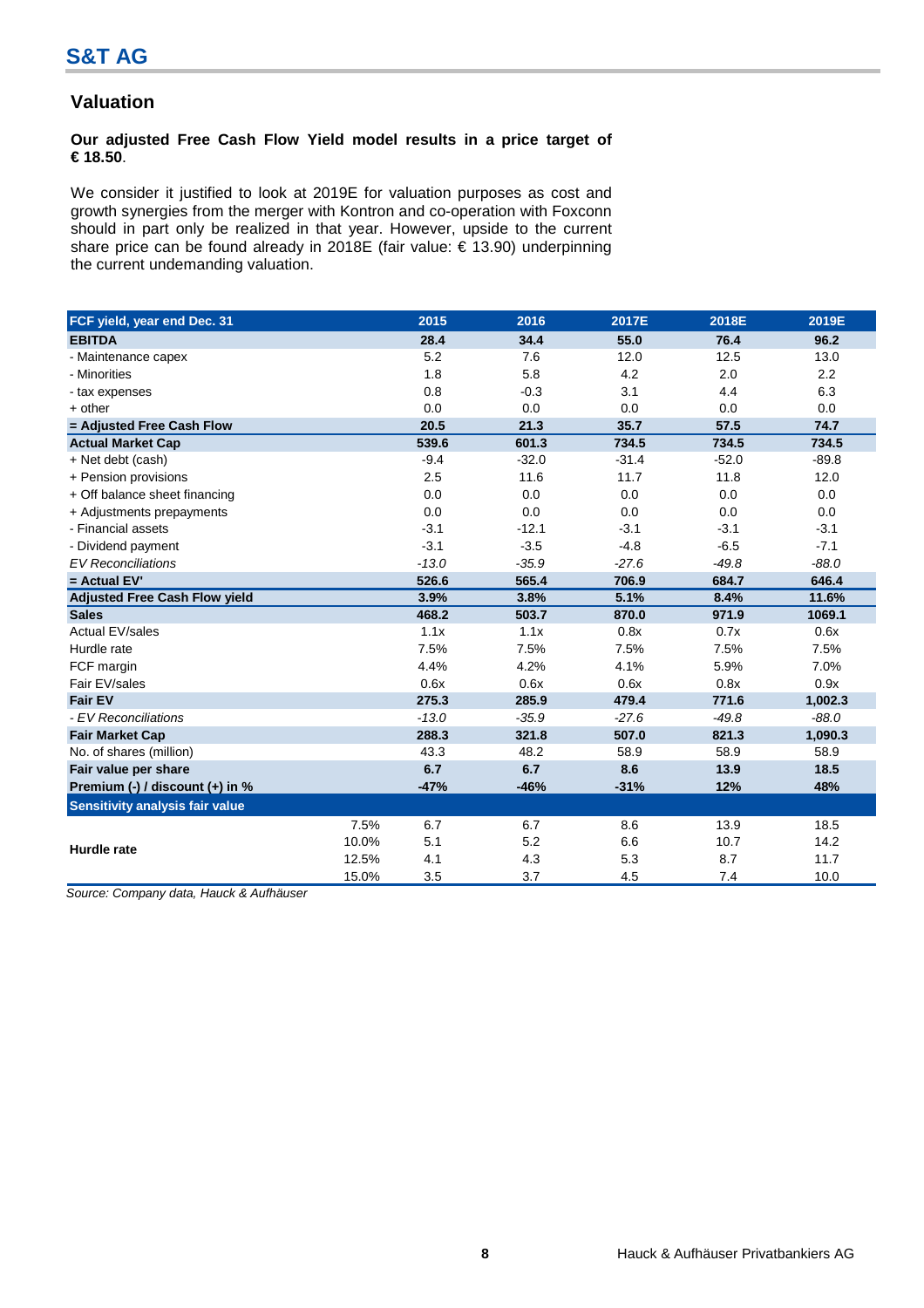## Valuation

**Our adjusted Free Cash Flow Yield model results in a price target of € 18.50**.

We consider it justified to look at 2019E for valuation purposes as cost and growth synergies from the merger with Kontron and co-operation with Foxconn should in part only be realized in that year. However, upside to the current share price can be found already in 2018E (fair value: € 13.90) underpinning the current undemanding valuation.

| FCF yield, year end Dec. 31 | | 2015 | 2016 | 2017E | 2018E | 2019E |
|---|---|---|---|---|---|---|
| **EBITDA** | | **28.4** | **34.4** | **55.0** | **76.4** | **96.2** |
| - Maintenance capex | | 5.2 | 7.6 | 12.0 | 12.5 | 13.0 |
| - Minorities | | 1.8 | 5.8 | 4.2 | 2.0 | 2.2 |
| - tax expenses | | 0.8 | -0.3 | 3.1 | 4.4 | 6.3 |
| + other | | 0.0 | 0.0 | 0.0 | 0.0 | 0.0 |
| **= Adjusted Free Cash Flow** | | **20.5** | **21.3** | **35.7** | **57.5** | **74.7** |
| **Actual Market Cap** | | **539.6** | **601.3** | **734.5** | **734.5** | **734.5** |
| + Net debt (cash) | | -9.4 | -32.0 | -31.4 | -52.0 | -89.8 |
| + Pension provisions | | 2.5 | 11.6 | 11.7 | 11.8 | 12.0 |
| + Off balance sheet financing | | 0.0 | 0.0 | 0.0 | 0.0 | 0.0 |
| + Adjustments prepayments | | 0.0 | 0.0 | 0.0 | 0.0 | 0.0 |
| - Financial assets | | -3.1 | -12.1 | -3.1 | -3.1 | -3.1 |
| - Dividend payment | | -3.1 | -3.5 | -4.8 | -6.5 | -7.1 |
| *EV Reconciliations* | | *-13.0* | *-35.9* | *-27.6* | *-49.8* | *-88.0* |
| **= Actual EV'** | | **526.6** | **565.4** | **706.9** | **684.7** | **646.4** |
| **Adjusted Free Cash Flow yield** | | **3.9%** | **3.8%** | **5.1%** | **8.4%** | **11.6%** |
| **Sales** | | **468.2** | **503.7** | **870.0** | **971.9** | **1069.1** |
| Actual EV/sales | | 1.1x | 1.1x | 0.8x | 0.7x | 0.6x |
| Hurdle rate | | 7.5% | 7.5% | 7.5% | 7.5% | 7.5% |
| FCF margin | | 4.4% | 4.2% | 4.1% | 5.9% | 7.0% |
| Fair EV/sales | | 0.6x | 0.6x | 0.6x | 0.8x | 0.9x |
| **Fair EV** | | **275.3** | **285.9** | **479.4** | **771.6** | **1,002.3** |
| *- EV Reconciliations* | | *-13.0* | *-35.9* | *-27.6* | *-49.8* | *-88.0* |
| **Fair Market Cap** | | **288.3** | **321.8** | **507.0** | **821.3** | **1,090.3** |
| No. of shares (million) | | 43.3 | 48.2 | 58.9 | 58.9 | 58.9 |
| **Fair value per share** | | **6.7** | **6.7** | **8.6** | **13.9** | **18.5** |
| **Premium (-) / discount (+) in %** | | **-47%** | **-46%** | **-31%** | **12%** | **48%** |
| **Sensitivity analysis fair value** | | | | | | |
| **Hurdle rate** | 7.5% | 6.7 | 6.7 | 8.6 | 13.9 | 18.5 |
| | 10.0% | 5.1 | 5.2 | 6.6 | 10.7 | 14.2 |
| | 12.5% | 4.1 | 4.3 | 5.3 | 8.7 | 11.7 |
| | 15.0% | 3.5 | 3.7 | 4.5 | 7.4 | 10.0 |

*Source: Company data, Hauck & Aufhäuser*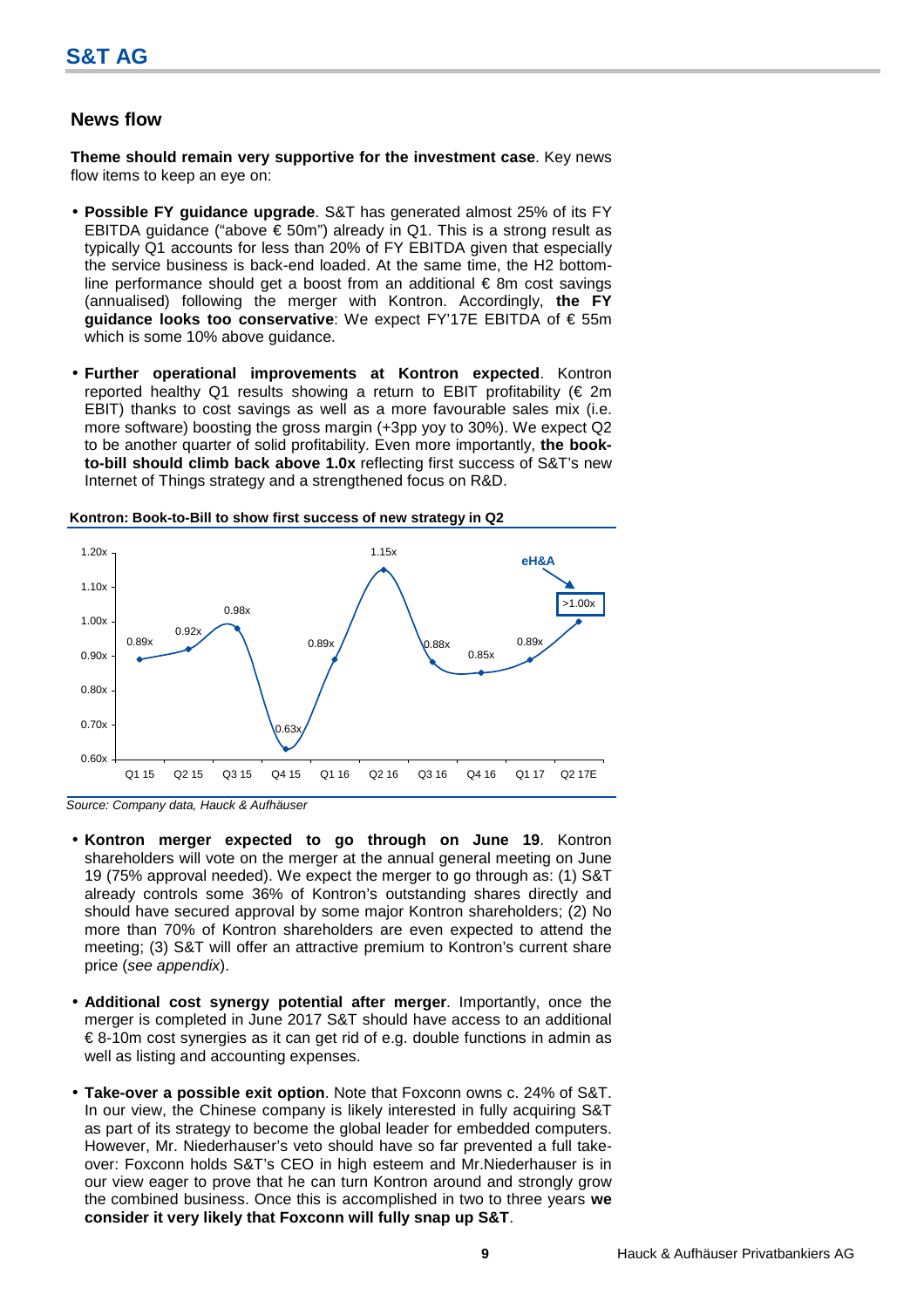## News flow

**Theme should remain very supportive for the investment case**. Key news flow items to keep an eye on:

- **Possible FY guidance upgrade**. S&T has generated almost 25% of its FY EBITDA guidance ("above € 50m") already in Q1. This is a strong result as typically Q1 accounts for less than 20% of FY EBITDA given that especially the service business is back-end loaded. At the same time, the H2 bottom-line performance should get a boost from an additional € 8m cost savings (annualised) following the merger with Kontron. Accordingly, **the FY guidance looks too conservative**: We expect FY'17E EBITDA of € 55m which is some 10% above guidance.

- **Further operational improvements at Kontron expected**. Kontron reported healthy Q1 results showing a return to EBIT profitability (€ 2m EBIT) thanks to cost savings as well as a more favourable sales mix (i.e. more software) boosting the gross margin (+3pp yoy to 30%). We expect Q2 to be another quarter of solid profitability. Even more importantly, **the book-to-bill should climb back above 1.0x** reflecting first success of S&T's new Internet of Things strategy and a strengthened focus on R&D.

**Kontron: Book-to-Bill to show first success of new strategy in Q2**

| Quarter | Q1 15 | Q2 15 | Q3 15 | Q4 15 | Q1 16 | Q2 16 | Q3 16 | Q4 16 | Q1 17 | Q2 17E |
|---|---|---|---|---|---|---|---|---|---|---|
| Book-to-Bill | 0.89x | 0.92x | 0.98x | 0.63x | 0.89x | 1.15x | 0.88x | 0.85x | 0.89x | >1.00x (eH&A) |

*Source: Company data, Hauck & Aufhäuser*

- **Kontron merger expected to go through on June 19**. Kontron shareholders will vote on the merger at the annual general meeting on June 19 (75% approval needed). We expect the merger to go through as: (1) S&T already controls some 36% of Kontron's outstanding shares directly and should have secured approval by some major Kontron shareholders; (2) No more than 70% of Kontron shareholders are even expected to attend the meeting; (3) S&T will offer an attractive premium to Kontron's current share price (*see appendix*).

- **Additional cost synergy potential after merger**. Importantly, once the merger is completed in June 2017 S&T should have access to an additional € 8-10m cost synergies as it can get rid of e.g. double functions in admin as well as listing and accounting expenses.

- **Take-over a possible exit option**. Note that Foxconn owns c. 24% of S&T. In our view, the Chinese company is likely interested in fully acquiring S&T as part of its strategy to become the global leader for embedded computers. However, Mr. Niederhauser's veto should have so far prevented a full take-over: Foxconn holds S&T's CEO in high esteem and Mr.Niederhauser is in our view eager to prove that he can turn Kontron around and strongly grow the combined business. Once this is accomplished in two to three years **we consider it very likely that Foxconn will fully snap up S&T**.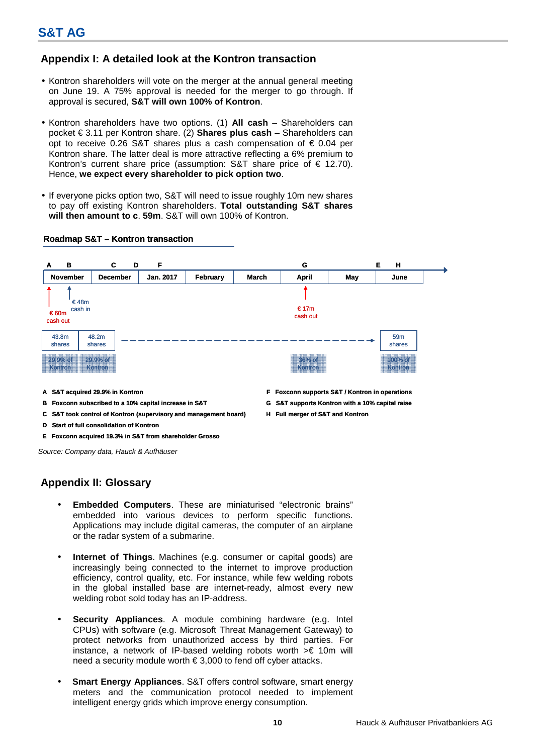## Appendix I: A detailed look at the Kontron transaction

- Kontron shareholders will vote on the merger at the annual general meeting on June 19. A 75% approval is needed for the merger to go through. If approval is secured, **S&T will own 100% of Kontron**.

- Kontron shareholders have two options. (1) **All cash** – Shareholders can pocket € 3.11 per Kontron share. (2) **Shares plus cash** – Shareholders can opt to receive 0.26 S&T shares plus a cash compensation of € 0.04 per Kontron share. The latter deal is more attractive reflecting a 6% premium to Kontron's current share price (assumption: S&T share price of € 12.70). Hence, **we expect every shareholder to pick option two**.

- If everyone picks option two, S&T will need to issue roughly 10m new shares to pay off existing Kontron shareholders. **Total outstanding S&T shares will then amount to c. 59m**. S&T will own 100% of Kontron.

**Roadmap S&T – Kontron transaction**

| | November | December | Jan. 2017 | February | March | April | May | June |
|---|---|---|---|---|---|---|---|---|
| Events | A, B | C, D | F | | | G | | E, H |
| Cash | A: € 60m cash out; B: € 48m cash in | | | | | € 17m cash out | | |
| Shares | 43.8m shares | 48.2m shares | | | | | | 59m shares |
| Stake | 29.9% of Kontron | 29.9% of Kontron | | | | 36% of Kontron | | 100% of Kontron |

**A** S&T acquired 29.9% in Kontron
**B** Foxconn subscribed to a 10% capital increase in S&T
**C** S&T took control of Kontron (supervisory and management board)
**D** Start of full consolidation of Kontron
**E** Foxconn acquired 19.3% in S&T from shareholder Grosso
**F** Foxconn supports S&T / Kontron in operations
**G** S&T supports Kontron with a 10% capital raise
**H** Full merger of S&T and Kontron

*Source: Company data, Hauck & Aufhäuser*

## Appendix II: Glossary

- **Embedded Computers**. These are miniaturised "electronic brains" embedded into various devices to perform specific functions. Applications may include digital cameras, the computer of an airplane or the radar system of a submarine.

- **Internet of Things**. Machines (e.g. consumer or capital goods) are increasingly being connected to the internet to improve production efficiency, control quality, etc. For instance, while few welding robots in the global installed base are internet-ready, almost every new welding robot sold today has an IP-address.

- **Security Appliances**. A module combining hardware (e.g. Intel CPUs) with software (e.g. Microsoft Threat Management Gateway) to protect networks from unauthorized access by third parties. For instance, a network of IP-based welding robots worth >€ 10m will need a security module worth € 3,000 to fend off cyber attacks.

- **Smart Energy Appliances**. S&T offers control software, smart energy meters and the communication protocol needed to implement intelligent energy grids which improve energy consumption.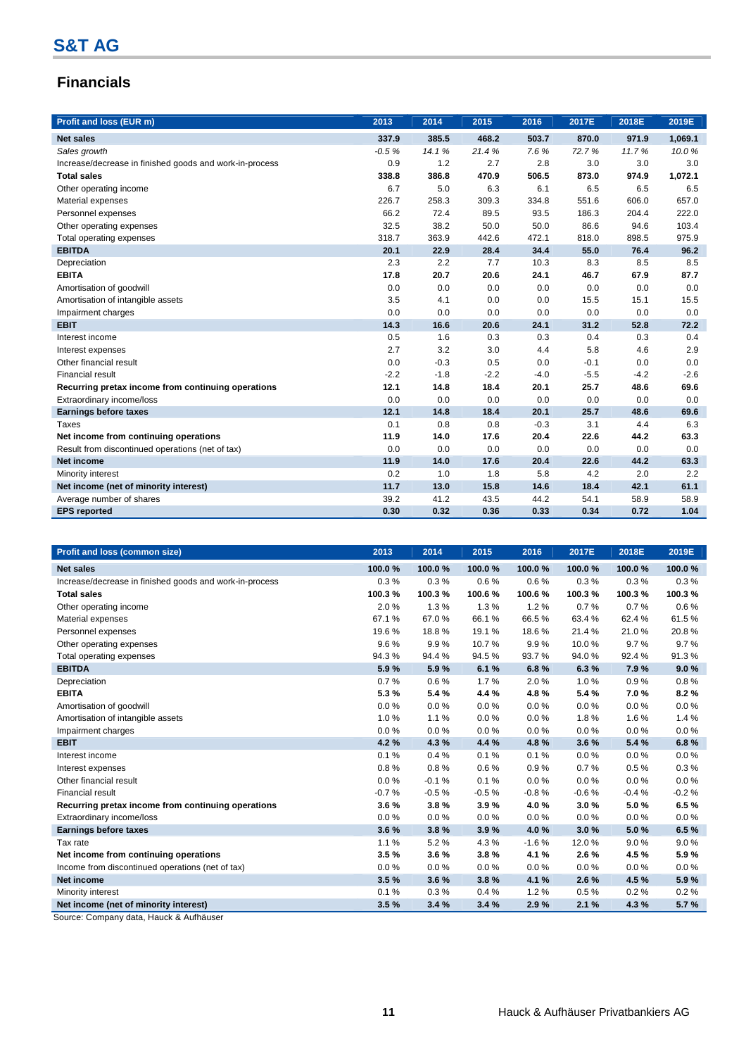## S&T AG

## Financials

| Profit and loss (EUR m) | 2013 | 2014 | 2015 | 2016 | 2017E | 2018E | 2019E |
|---|---|---|---|---|---|---|---|
| **Net sales** | **337.9** | **385.5** | **468.2** | **503.7** | **870.0** | **971.9** | **1,069.1** |
| *Sales growth* | *-0.5 %* | *14.1 %* | *21.4 %* | *7.6 %* | *72.7 %* | *11.7 %* | *10.0 %* |
| Increase/decrease in finished goods and work-in-process | 0.9 | 1.2 | 2.7 | 2.8 | 3.0 | 3.0 | 3.0 |
| **Total sales** | **338.8** | **386.8** | **470.9** | **506.5** | **873.0** | **974.9** | **1,072.1** |
| Other operating income | 6.7 | 5.0 | 6.3 | 6.1 | 6.5 | 6.5 | 6.5 |
| Material expenses | 226.7 | 258.3 | 309.3 | 334.8 | 551.6 | 606.0 | 657.0 |
| Personnel expenses | 66.2 | 72.4 | 89.5 | 93.5 | 186.3 | 204.4 | 222.0 |
| Other operating expenses | 32.5 | 38.2 | 50.0 | 50.0 | 86.6 | 94.6 | 103.4 |
| Total operating expenses | 318.7 | 363.9 | 442.6 | 472.1 | 818.0 | 898.5 | 975.9 |
| **EBITDA** | **20.1** | **22.9** | **28.4** | **34.4** | **55.0** | **76.4** | **96.2** |
| Depreciation | 2.3 | 2.2 | 7.7 | 10.3 | 8.3 | 8.5 | 8.5 |
| **EBITA** | **17.8** | **20.7** | **20.6** | **24.1** | **46.7** | **67.9** | **87.7** |
| Amortisation of goodwill | 0.0 | 0.0 | 0.0 | 0.0 | 0.0 | 0.0 | 0.0 |
| Amortisation of intangible assets | 3.5 | 4.1 | 0.0 | 0.0 | 15.5 | 15.1 | 15.5 |
| Impairment charges | 0.0 | 0.0 | 0.0 | 0.0 | 0.0 | 0.0 | 0.0 |
| **EBIT** | **14.3** | **16.6** | **20.6** | **24.1** | **31.2** | **52.8** | **72.2** |
| Interest income | 0.5 | 1.6 | 0.3 | 0.3 | 0.4 | 0.3 | 0.4 |
| Interest expenses | 2.7 | 3.2 | 3.0 | 4.4 | 5.8 | 4.6 | 2.9 |
| Other financial result | 0.0 | -0.3 | 0.5 | 0.0 | -0.1 | 0.0 | 0.0 |
| Financial result | -2.2 | -1.8 | -2.2 | -4.0 | -5.5 | -4.2 | -2.6 |
| **Recurring pretax income from continuing operations** | **12.1** | **14.8** | **18.4** | **20.1** | **25.7** | **48.6** | **69.6** |
| Extraordinary income/loss | 0.0 | 0.0 | 0.0 | 0.0 | 0.0 | 0.0 | 0.0 |
| **Earnings before taxes** | **12.1** | **14.8** | **18.4** | **20.1** | **25.7** | **48.6** | **69.6** |
| Taxes | 0.1 | 0.8 | 0.8 | -0.3 | 3.1 | 4.4 | 6.3 |
| **Net income from continuing operations** | **11.9** | **14.0** | **17.6** | **20.4** | **22.6** | **44.2** | **63.3** |
| Result from discontinued operations (net of tax) | 0.0 | 0.0 | 0.0 | 0.0 | 0.0 | 0.0 | 0.0 |
| **Net income** | **11.9** | **14.0** | **17.6** | **20.4** | **22.6** | **44.2** | **63.3** |
| Minority interest | 0.2 | 1.0 | 1.8 | 5.8 | 4.2 | 2.0 | 2.2 |
| **Net income (net of minority interest)** | **11.7** | **13.0** | **15.8** | **14.6** | **18.4** | **42.1** | **61.1** |
| Average number of shares | 39.2 | 41.2 | 43.5 | 44.2 | 54.1 | 58.9 | 58.9 |
| **EPS reported** | **0.30** | **0.32** | **0.36** | **0.33** | **0.34** | **0.72** | **1.04** |

| Profit and loss (common size) | 2013 | 2014 | 2015 | 2016 | 2017E | 2018E | 2019E |
|---|---|---|---|---|---|---|---|
| **Net sales** | **100.0 %** | **100.0 %** | **100.0 %** | **100.0 %** | **100.0 %** | **100.0 %** | **100.0 %** |
| Increase/decrease in finished goods and work-in-process | 0.3 % | 0.3 % | 0.6 % | 0.6 % | 0.3 % | 0.3 % | 0.3 % |
| **Total sales** | **100.3 %** | **100.3 %** | **100.6 %** | **100.6 %** | **100.3 %** | **100.3 %** | **100.3 %** |
| Other operating income | 2.0 % | 1.3 % | 1.3 % | 1.2 % | 0.7 % | 0.7 % | 0.6 % |
| Material expenses | 67.1 % | 67.0 % | 66.1 % | 66.5 % | 63.4 % | 62.4 % | 61.5 % |
| Personnel expenses | 19.6 % | 18.8 % | 19.1 % | 18.6 % | 21.4 % | 21.0 % | 20.8 % |
| Other operating expenses | 9.6 % | 9.9 % | 10.7 % | 9.9 % | 10.0 % | 9.7 % | 9.7 % |
| Total operating expenses | 94.3 % | 94.4 % | 94.5 % | 93.7 % | 94.0 % | 92.4 % | 91.3 % |
| **EBITDA** | **5.9 %** | **5.9 %** | **6.1 %** | **6.8 %** | **6.3 %** | **7.9 %** | **9.0 %** |
| Depreciation | 0.7 % | 0.6 % | 1.7 % | 2.0 % | 1.0 % | 0.9 % | 0.8 % |
| **EBITA** | **5.3 %** | **5.4 %** | **4.4 %** | **4.8 %** | **5.4 %** | **7.0 %** | **8.2 %** |
| Amortisation of goodwill | 0.0 % | 0.0 % | 0.0 % | 0.0 % | 0.0 % | 0.0 % | 0.0 % |
| Amortisation of intangible assets | 1.0 % | 1.1 % | 0.0 % | 0.0 % | 1.8 % | 1.6 % | 1.4 % |
| Impairment charges | 0.0 % | 0.0 % | 0.0 % | 0.0 % | 0.0 % | 0.0 % | 0.0 % |
| **EBIT** | **4.2 %** | **4.3 %** | **4.4 %** | **4.8 %** | **3.6 %** | **5.4 %** | **6.8 %** |
| Interest income | 0.1 % | 0.4 % | 0.1 % | 0.1 % | 0.0 % | 0.0 % | 0.0 % |
| Interest expenses | 0.8 % | 0.8 % | 0.6 % | 0.9 % | 0.7 % | 0.5 % | 0.3 % |
| Other financial result | 0.0 % | -0.1 % | 0.1 % | 0.0 % | 0.0 % | 0.0 % | 0.0 % |
| Financial result | -0.7 % | -0.5 % | -0.5 % | -0.8 % | -0.6 % | -0.4 % | -0.2 % |
| **Recurring pretax income from continuing operations** | **3.6 %** | **3.8 %** | **3.9 %** | **4.0 %** | **3.0 %** | **5.0 %** | **6.5 %** |
| Extraordinary income/loss | 0.0 % | 0.0 % | 0.0 % | 0.0 % | 0.0 % | 0.0 % | 0.0 % |
| **Earnings before taxes** | **3.6 %** | **3.8 %** | **3.9 %** | **4.0 %** | **3.0 %** | **5.0 %** | **6.5 %** |
| Tax rate | 1.1 % | 5.2 % | 4.3 % | -1.6 % | 12.0 % | 9.0 % | 9.0 % |
| **Net income from continuing operations** | **3.5 %** | **3.6 %** | **3.8 %** | **4.1 %** | **2.6 %** | **4.5 %** | **5.9 %** |
| Income from discontinued operations (net of tax) | 0.0 % | 0.0 % | 0.0 % | 0.0 % | 0.0 % | 0.0 % | 0.0 % |
| **Net income** | **3.5 %** | **3.6 %** | **3.8 %** | **4.1 %** | **2.6 %** | **4.5 %** | **5.9 %** |
| Minority interest | 0.1 % | 0.3 % | 0.4 % | 1.2 % | 0.5 % | 0.2 % | 0.2 % |
| **Net income (net of minority interest)** | **3.5 %** | **3.4 %** | **3.4 %** | **2.9 %** | **2.1 %** | **4.3 %** | **5.7 %** |

Source: Company data, Hauck & Aufhäuser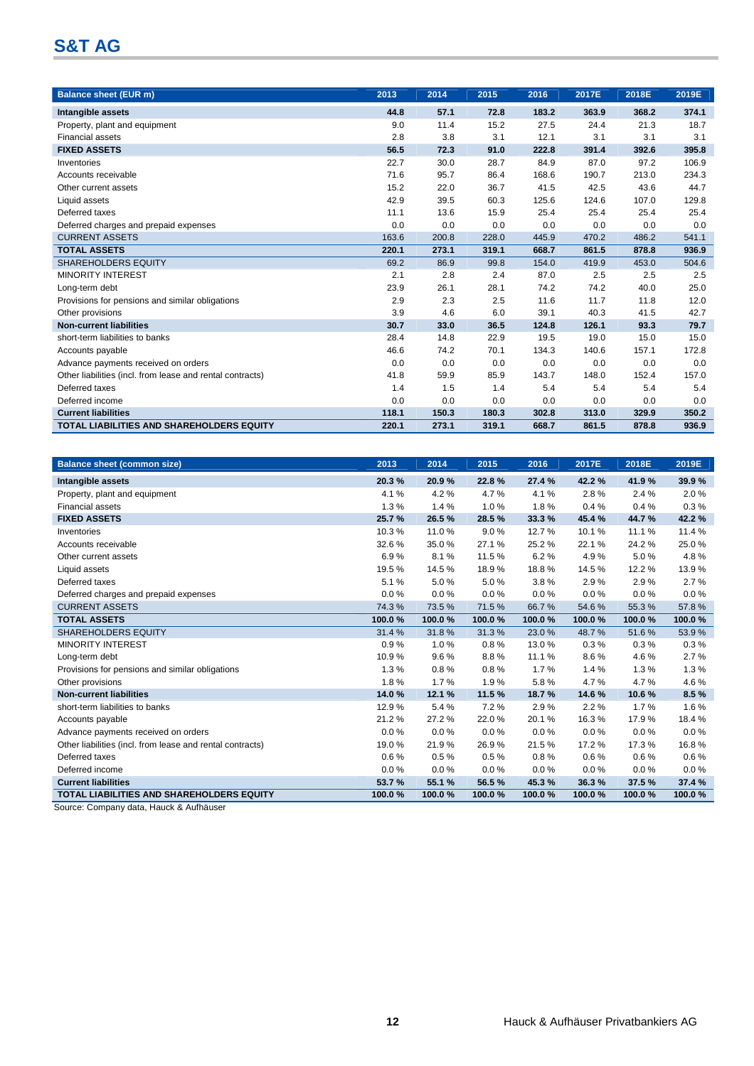# S&T AG

| Balance sheet (EUR m) | 2013 | 2014 | 2015 | 2016 | 2017E | 2018E | 2019E |
|---|---|---|---|---|---|---|---|
| **Intangible assets** | **44.8** | **57.1** | **72.8** | **183.2** | **363.9** | **368.2** | **374.1** |
| Property, plant and equipment | 9.0 | 11.4 | 15.2 | 27.5 | 24.4 | 21.3 | 18.7 |
| Financial assets | 2.8 | 3.8 | 3.1 | 12.1 | 3.1 | 3.1 | 3.1 |
| **FIXED ASSETS** | **56.5** | **72.3** | **91.0** | **222.8** | **391.4** | **392.6** | **395.8** |
| Inventories | 22.7 | 30.0 | 28.7 | 84.9 | 87.0 | 97.2 | 106.9 |
| Accounts receivable | 71.6 | 95.7 | 86.4 | 168.6 | 190.7 | 213.0 | 234.3 |
| Other current assets | 15.2 | 22.0 | 36.7 | 41.5 | 42.5 | 43.6 | 44.7 |
| Liquid assets | 42.9 | 39.5 | 60.3 | 125.6 | 124.6 | 107.0 | 129.8 |
| Deferred taxes | 11.1 | 13.6 | 15.9 | 25.4 | 25.4 | 25.4 | 25.4 |
| Deferred charges and prepaid expenses | 0.0 | 0.0 | 0.0 | 0.0 | 0.0 | 0.0 | 0.0 |
| CURRENT ASSETS | 163.6 | 200.8 | 228.0 | 445.9 | 470.2 | 486.2 | 541.1 |
| **TOTAL ASSETS** | **220.1** | **273.1** | **319.1** | **668.7** | **861.5** | **878.8** | **936.9** |
| SHAREHOLDERS EQUITY | 69.2 | 86.9 | 99.8 | 154.0 | 419.9 | 453.0 | 504.6 |
| MINORITY INTEREST | 2.1 | 2.8 | 2.4 | 87.0 | 2.5 | 2.5 | 2.5 |
| Long-term debt | 23.9 | 26.1 | 28.1 | 74.2 | 74.2 | 40.0 | 25.0 |
| Provisions for pensions and similar obligations | 2.9 | 2.3 | 2.5 | 11.6 | 11.7 | 11.8 | 12.0 |
| Other provisions | 3.9 | 4.6 | 6.0 | 39.1 | 40.3 | 41.5 | 42.7 |
| **Non-current liabilities** | **30.7** | **33.0** | **36.5** | **124.8** | **126.1** | **93.3** | **79.7** |
| short-term liabilities to banks | 28.4 | 14.8 | 22.9 | 19.5 | 19.0 | 15.0 | 15.0 |
| Accounts payable | 46.6 | 74.2 | 70.1 | 134.3 | 140.6 | 157.1 | 172.8 |
| Advance payments received on orders | 0.0 | 0.0 | 0.0 | 0.0 | 0.0 | 0.0 | 0.0 |
| Other liabilities (incl. from lease and rental contracts) | 41.8 | 59.9 | 85.9 | 143.7 | 148.0 | 152.4 | 157.0 |
| Deferred taxes | 1.4 | 1.5 | 1.4 | 5.4 | 5.4 | 5.4 | 5.4 |
| Deferred income | 0.0 | 0.0 | 0.0 | 0.0 | 0.0 | 0.0 | 0.0 |
| **Current liabilities** | **118.1** | **150.3** | **180.3** | **302.8** | **313.0** | **329.9** | **350.2** |
| **TOTAL LIABILITIES AND SHAREHOLDERS EQUITY** | **220.1** | **273.1** | **319.1** | **668.7** | **861.5** | **878.8** | **936.9** |

| Balance sheet (common size) | 2013 | 2014 | 2015 | 2016 | 2017E | 2018E | 2019E |
|---|---|---|---|---|---|---|---|
| **Intangible assets** | **20.3 %** | **20.9 %** | **22.8 %** | **27.4 %** | **42.2 %** | **41.9 %** | **39.9 %** |
| Property, plant and equipment | 4.1 % | 4.2 % | 4.7 % | 4.1 % | 2.8 % | 2.4 % | 2.0 % |
| Financial assets | 1.3 % | 1.4 % | 1.0 % | 1.8 % | 0.4 % | 0.4 % | 0.3 % |
| **FIXED ASSETS** | **25.7 %** | **26.5 %** | **28.5 %** | **33.3 %** | **45.4 %** | **44.7 %** | **42.2 %** |
| Inventories | 10.3 % | 11.0 % | 9.0 % | 12.7 % | 10.1 % | 11.1 % | 11.4 % |
| Accounts receivable | 32.6 % | 35.0 % | 27.1 % | 25.2 % | 22.1 % | 24.2 % | 25.0 % |
| Other current assets | 6.9 % | 8.1 % | 11.5 % | 6.2 % | 4.9 % | 5.0 % | 4.8 % |
| Liquid assets | 19.5 % | 14.5 % | 18.9 % | 18.8 % | 14.5 % | 12.2 % | 13.9 % |
| Deferred taxes | 5.1 % | 5.0 % | 5.0 % | 3.8 % | 2.9 % | 2.9 % | 2.7 % |
| Deferred charges and prepaid expenses | 0.0 % | 0.0 % | 0.0 % | 0.0 % | 0.0 % | 0.0 % | 0.0 % |
| CURRENT ASSETS | 74.3 % | 73.5 % | 71.5 % | 66.7 % | 54.6 % | 55.3 % | 57.8 % |
| **TOTAL ASSETS** | **100.0 %** | **100.0 %** | **100.0 %** | **100.0 %** | **100.0 %** | **100.0 %** | **100.0 %** |
| SHAREHOLDERS EQUITY | 31.4 % | 31.8 % | 31.3 % | 23.0 % | 48.7 % | 51.6 % | 53.9 % |
| MINORITY INTEREST | 0.9 % | 1.0 % | 0.8 % | 13.0 % | 0.3 % | 0.3 % | 0.3 % |
| Long-term debt | 10.9 % | 9.6 % | 8.8 % | 11.1 % | 8.6 % | 4.6 % | 2.7 % |
| Provisions for pensions and similar obligations | 1.3 % | 0.8 % | 0.8 % | 1.7 % | 1.4 % | 1.3 % | 1.3 % |
| Other provisions | 1.8 % | 1.7 % | 1.9 % | 5.8 % | 4.7 % | 4.7 % | 4.6 % |
| **Non-current liabilities** | **14.0 %** | **12.1 %** | **11.5 %** | **18.7 %** | **14.6 %** | **10.6 %** | **8.5 %** |
| short-term liabilities to banks | 12.9 % | 5.4 % | 7.2 % | 2.9 % | 2.2 % | 1.7 % | 1.6 % |
| Accounts payable | 21.2 % | 27.2 % | 22.0 % | 20.1 % | 16.3 % | 17.9 % | 18.4 % |
| Advance payments received on orders | 0.0 % | 0.0 % | 0.0 % | 0.0 % | 0.0 % | 0.0 % | 0.0 % |
| Other liabilities (incl. from lease and rental contracts) | 19.0 % | 21.9 % | 26.9 % | 21.5 % | 17.2 % | 17.3 % | 16.8 % |
| Deferred taxes | 0.6 % | 0.5 % | 0.5 % | 0.8 % | 0.6 % | 0.6 % | 0.6 % |
| Deferred income | 0.0 % | 0.0 % | 0.0 % | 0.0 % | 0.0 % | 0.0 % | 0.0 % |
| **Current liabilities** | **53.7 %** | **55.1 %** | **56.5 %** | **45.3 %** | **36.3 %** | **37.5 %** | **37.4 %** |
| **TOTAL LIABILITIES AND SHAREHOLDERS EQUITY** | **100.0 %** | **100.0 %** | **100.0 %** | **100.0 %** | **100.0 %** | **100.0 %** | **100.0 %** |

Source: Company data, Hauck & Aufhäuser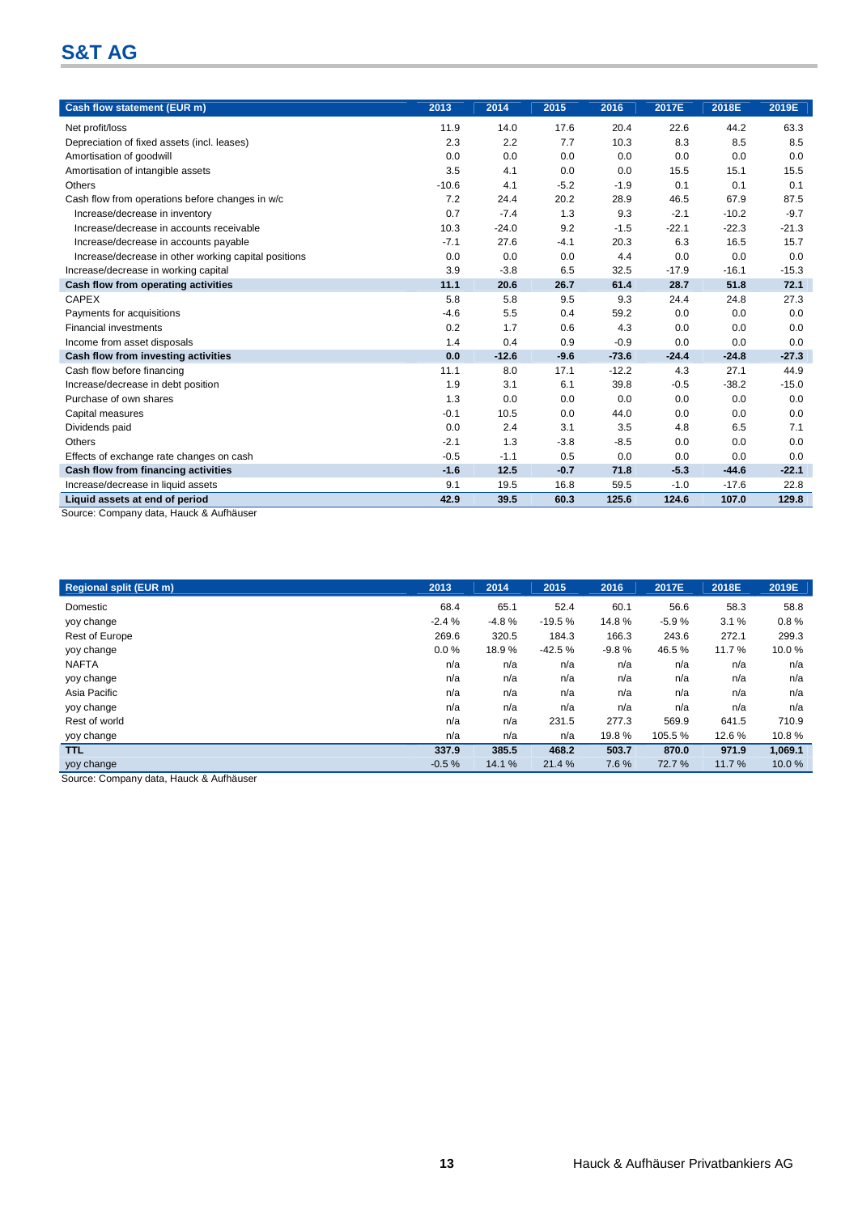# S&T AG

| Cash flow statement (EUR m) | 2013 | 2014 | 2015 | 2016 | 2017E | 2018E | 2019E |
|---|---|---|---|---|---|---|---|
| Net profit/loss | 11.9 | 14.0 | 17.6 | 20.4 | 22.6 | 44.2 | 63.3 |
| Depreciation of fixed assets (incl. leases) | 2.3 | 2.2 | 7.7 | 10.3 | 8.3 | 8.5 | 8.5 |
| Amortisation of goodwill | 0.0 | 0.0 | 0.0 | 0.0 | 0.0 | 0.0 | 0.0 |
| Amortisation of intangible assets | 3.5 | 4.1 | 0.0 | 0.0 | 15.5 | 15.1 | 15.5 |
| Others | -10.6 | 4.1 | -5.2 | -1.9 | 0.1 | 0.1 | 0.1 |
| Cash flow from operations before changes in w/c | 7.2 | 24.4 | 20.2 | 28.9 | 46.5 | 67.9 | 87.5 |
| Increase/decrease in inventory | 0.7 | -7.4 | 1.3 | 9.3 | -2.1 | -10.2 | -9.7 |
| Increase/decrease in accounts receivable | 10.3 | -24.0 | 9.2 | -1.5 | -22.1 | -22.3 | -21.3 |
| Increase/decrease in accounts payable | -7.1 | 27.6 | -4.1 | 20.3 | 6.3 | 16.5 | 15.7 |
| Increase/decrease in other working capital positions | 0.0 | 0.0 | 0.0 | 4.4 | 0.0 | 0.0 | 0.0 |
| Increase/decrease in working capital | 3.9 | -3.8 | 6.5 | 32.5 | -17.9 | -16.1 | -15.3 |
| **Cash flow from operating activities** | **11.1** | **20.6** | **26.7** | **61.4** | **28.7** | **51.8** | **72.1** |
| CAPEX | 5.8 | 5.8 | 9.5 | 9.3 | 24.4 | 24.8 | 27.3 |
| Payments for acquisitions | -4.6 | 5.5 | 0.4 | 59.2 | 0.0 | 0.0 | 0.0 |
| Financial investments | 0.2 | 1.7 | 0.6 | 4.3 | 0.0 | 0.0 | 0.0 |
| Income from asset disposals | 1.4 | 0.4 | 0.9 | -0.9 | 0.0 | 0.0 | 0.0 |
| **Cash flow from investing activities** | **0.0** | **-12.6** | **-9.6** | **-73.6** | **-24.4** | **-24.8** | **-27.3** |
| Cash flow before financing | 11.1 | 8.0 | 17.1 | -12.2 | 4.3 | 27.1 | 44.9 |
| Increase/decrease in debt position | 1.9 | 3.1 | 6.1 | 39.8 | -0.5 | -38.2 | -15.0 |
| Purchase of own shares | 1.3 | 0.0 | 0.0 | 0.0 | 0.0 | 0.0 | 0.0 |
| Capital measures | -0.1 | 10.5 | 0.0 | 44.0 | 0.0 | 0.0 | 0.0 |
| Dividends paid | 0.0 | 2.4 | 3.1 | 3.5 | 4.8 | 6.5 | 7.1 |
| Others | -2.1 | 1.3 | -3.8 | -8.5 | 0.0 | 0.0 | 0.0 |
| Effects of exchange rate changes on cash | -0.5 | -1.1 | 0.5 | 0.0 | 0.0 | 0.0 | 0.0 |
| **Cash flow from financing activities** | **-1.6** | **12.5** | **-0.7** | **71.8** | **-5.3** | **-44.6** | **-22.1** |
| Increase/decrease in liquid assets | 9.1 | 19.5 | 16.8 | 59.5 | -1.0 | -17.6 | 22.8 |
| **Liquid assets at end of period** | **42.9** | **39.5** | **60.3** | **125.6** | **124.6** | **107.0** | **129.8** |

Source: Company data, Hauck & Aufhäuser

| Regional split (EUR m) | 2013 | 2014 | 2015 | 2016 | 2017E | 2018E | 2019E |
|---|---|---|---|---|---|---|---|
| Domestic | 68.4 | 65.1 | 52.4 | 60.1 | 56.6 | 58.3 | 58.8 |
| yoy change | -2.4 % | -4.8 % | -19.5 % | 14.8 % | -5.9 % | 3.1 % | 0.8 % |
| Rest of Europe | 269.6 | 320.5 | 184.3 | 166.3 | 243.6 | 272.1 | 299.3 |
| yoy change | 0.0 % | 18.9 % | -42.5 % | -9.8 % | 46.5 % | 11.7 % | 10.0 % |
| NAFTA | n/a | n/a | n/a | n/a | n/a | n/a | n/a |
| yoy change | n/a | n/a | n/a | n/a | n/a | n/a | n/a |
| Asia Pacific | n/a | n/a | n/a | n/a | n/a | n/a | n/a |
| yoy change | n/a | n/a | n/a | n/a | n/a | n/a | n/a |
| Rest of world | n/a | n/a | 231.5 | 277.3 | 569.9 | 641.5 | 710.9 |
| yoy change | n/a | n/a | n/a | 19.8 % | 105.5 % | 12.6 % | 10.8 % |
| **TTL** | **337.9** | **385.5** | **468.2** | **503.7** | **870.0** | **971.9** | **1,069.1** |
| yoy change | -0.5 % | 14.1 % | 21.4 % | 7.6 % | 72.7 % | 11.7 % | 10.0 % |

Source: Company data, Hauck & Aufhäuser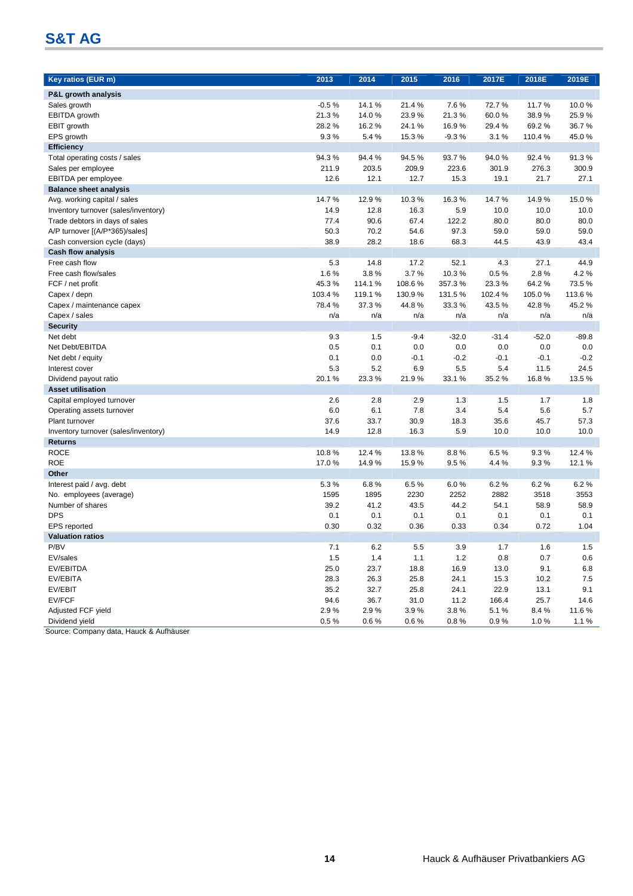## S&T AG

| Key ratios (EUR m) | 2013 | 2014 | 2015 | 2016 | 2017E | 2018E | 2019E |
|---|---|---|---|---|---|---|---|
| **P&L growth analysis** | | | | | | | |
| Sales growth | -0.5 % | 14.1 % | 21.4 % | 7.6 % | 72.7 % | 11.7 % | 10.0 % |
| EBITDA growth | 21.3 % | 14.0 % | 23.9 % | 21.3 % | 60.0 % | 38.9 % | 25.9 % |
| EBIT growth | 28.2 % | 16.2 % | 24.1 % | 16.9 % | 29.4 % | 69.2 % | 36.7 % |
| EPS growth | 9.3 % | 5.4 % | 15.3 % | -9.3 % | 3.1 % | 110.4 % | 45.0 % |
| **Efficiency** | | | | | | | |
| Total operating costs / sales | 94.3 % | 94.4 % | 94.5 % | 93.7 % | 94.0 % | 92.4 % | 91.3 % |
| Sales per employee | 211.9 | 203.5 | 209.9 | 223.6 | 301.9 | 276.3 | 300.9 |
| EBITDA per employee | 12.6 | 12.1 | 12.7 | 15.3 | 19.1 | 21.7 | 27.1 |
| **Balance sheet analysis** | | | | | | | |
| Avg. working capital / sales | 14.7 % | 12.9 % | 10.3 % | 16.3 % | 14.7 % | 14.9 % | 15.0 % |
| Inventory turnover (sales/inventory) | 14.9 | 12.8 | 16.3 | 5.9 | 10.0 | 10.0 | 10.0 |
| Trade debtors in days of sales | 77.4 | 90.6 | 67.4 | 122.2 | 80.0 | 80.0 | 80.0 |
| A/P turnover [(A/P*365)/sales] | 50.3 | 70.2 | 54.6 | 97.3 | 59.0 | 59.0 | 59.0 |
| Cash conversion cycle (days) | 38.9 | 28.2 | 18.6 | 68.3 | 44.5 | 43.9 | 43.4 |
| **Cash flow analysis** | | | | | | | |
| Free cash flow | 5.3 | 14.8 | 17.2 | 52.1 | 4.3 | 27.1 | 44.9 |
| Free cash flow/sales | 1.6 % | 3.8 % | 3.7 % | 10.3 % | 0.5 % | 2.8 % | 4.2 % |
| FCF / net profit | 45.3 % | 114.1 % | 108.6 % | 357.3 % | 23.3 % | 64.2 % | 73.5 % |
| Capex / depn | 103.4 % | 119.1 % | 130.9 % | 131.5 % | 102.4 % | 105.0 % | 113.6 % |
| Capex / maintenance capex | 78.4 % | 37.3 % | 44.8 % | 33.3 % | 43.5 % | 42.8 % | 45.2 % |
| Capex / sales | n/a | n/a | n/a | n/a | n/a | n/a | n/a |
| **Security** | | | | | | | |
| Net debt | 9.3 | 1.5 | -9.4 | -32.0 | -31.4 | -52.0 | -89.8 |
| Net Debt/EBITDA | 0.5 | 0.1 | 0.0 | 0.0 | 0.0 | 0.0 | 0.0 |
| Net debt / equity | 0.1 | 0.0 | -0.1 | -0.2 | -0.1 | -0.1 | -0.2 |
| Interest cover | 5.3 | 5.2 | 6.9 | 5.5 | 5.4 | 11.5 | 24.5 |
| Dividend payout ratio | 20.1 % | 23.3 % | 21.9 % | 33.1 % | 35.2 % | 16.8 % | 13.5 % |
| **Asset utilisation** | | | | | | | |
| Capital employed turnover | 2.6 | 2.8 | 2.9 | 1.3 | 1.5 | 1.7 | 1.8 |
| Operating assets turnover | 6.0 | 6.1 | 7.8 | 3.4 | 5.4 | 5.6 | 5.7 |
| Plant turnover | 37.6 | 33.7 | 30.9 | 18.3 | 35.6 | 45.7 | 57.3 |
| Inventory turnover (sales/inventory) | 14.9 | 12.8 | 16.3 | 5.9 | 10.0 | 10.0 | 10.0 |
| **Returns** | | | | | | | |
| ROCE | 10.8 % | 12.4 % | 13.8 % | 8.8 % | 6.5 % | 9.3 % | 12.4 % |
| ROE | 17.0 % | 14.9 % | 15.9 % | 9.5 % | 4.4 % | 9.3 % | 12.1 % |
| **Other** | | | | | | | |
| Interest paid / avg. debt | 5.3 % | 6.8 % | 6.5 % | 6.0 % | 6.2 % | 6.2 % | 6.2 % |
| No. employees (average) | 1595 | 1895 | 2230 | 2252 | 2882 | 3518 | 3553 |
| Number of shares | 39.2 | 41.2 | 43.5 | 44.2 | 54.1 | 58.9 | 58.9 |
| DPS | 0.1 | 0.1 | 0.1 | 0.1 | 0.1 | 0.1 | 0.1 |
| EPS reported | 0.30 | 0.32 | 0.36 | 0.33 | 0.34 | 0.72 | 1.04 |
| **Valuation ratios** | | | | | | | |
| P/BV | 7.1 | 6.2 | 5.5 | 3.9 | 1.7 | 1.6 | 1.5 |
| EV/sales | 1.5 | 1.4 | 1.1 | 1.2 | 0.8 | 0.7 | 0.6 |
| EV/EBITDA | 25.0 | 23.7 | 18.8 | 16.9 | 13.0 | 9.1 | 6.8 |
| EV/EBITA | 28.3 | 26.3 | 25.8 | 24.1 | 15.3 | 10.2 | 7.5 |
| EV/EBIT | 35.2 | 32.7 | 25.8 | 24.1 | 22.9 | 13.1 | 9.1 |
| EV/FCF | 94.6 | 36.7 | 31.0 | 11.2 | 166.4 | 25.7 | 14.6 |
| Adjusted FCF yield | 2.9 % | 2.9 % | 3.9 % | 3.8 % | 5.1 % | 8.4 % | 11.6 % |
| Dividend yield | 0.5 % | 0.6 % | 0.6 % | 0.8 % | 0.9 % | 1.0 % | 1.1 % |

Source: Company data, Hauck & Aufhäuser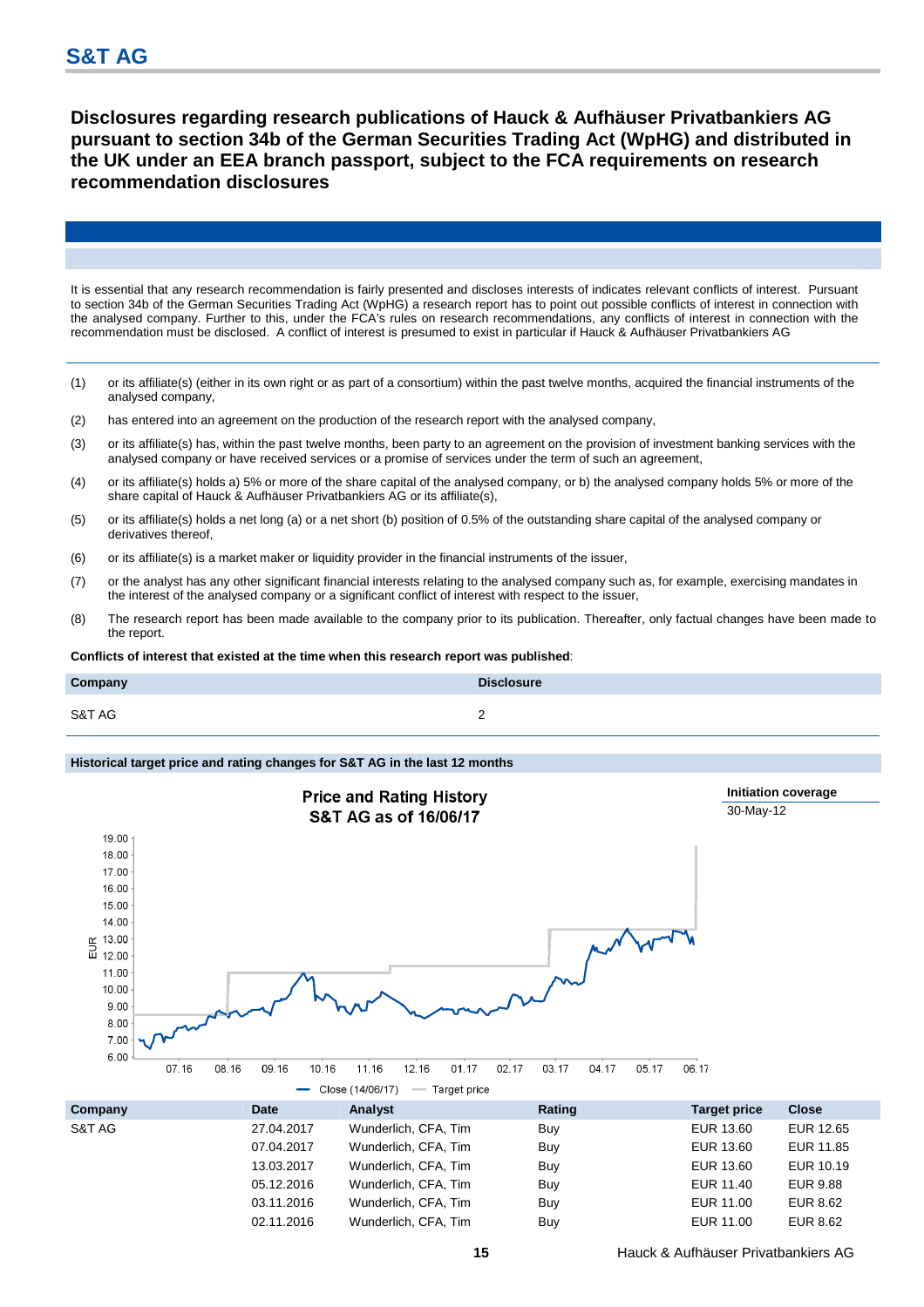# Disclosures regarding research publications of Hauck & Aufhäuser Privatbankiers AG pursuant to section 34b of the German Securities Trading Act (WpHG) and distributed in the UK under an EEA branch passport, subject to the FCA requirements on research recommendation disclosures

It is essential that any research recommendation is fairly presented and discloses interests of indicates relevant conflicts of interest. Pursuant to section 34b of the German Securities Trading Act (WpHG) a research report has to point out possible conflicts of interest in connection with the analysed company. Further to this, under the FCA's rules on research recommendations, any conflicts of interest in connection with the recommendation must be disclosed. A conflict of interest is presumed to exist in particular if Hauck & Aufhäuser Privatbankiers AG

(1) or its affiliate(s) (either in its own right or as part of a consortium) within the past twelve months, acquired the financial instruments of the analysed company,

(2) has entered into an agreement on the production of the research report with the analysed company,

(3) or its affiliate(s) has, within the past twelve months, been party to an agreement on the provision of investment banking services with the analysed company or have received services or a promise of services under the term of such an agreement,

(4) or its affiliate(s) holds a) 5% or more of the share capital of the analysed company, or b) the analysed company holds 5% or more of the share capital of Hauck & Aufhäuser Privatbankiers AG or its affiliate(s),

(5) or its affiliate(s) holds a net long (a) or a net short (b) position of 0.5% of the outstanding share capital of the analysed company or derivatives thereof,

(6) or its affiliate(s) is a market maker or liquidity provider in the financial instruments of the issuer,

(7) or the analyst has any other significant financial interests relating to the analysed company such as, for example, exercising mandates in the interest of the analysed company or a significant conflict of interest with respect to the issuer,

(8) The research report has been made available to the company prior to its publication. Thereafter, only factual changes have been made to the report.

**Conflicts of interest that existed at the time when this research report was published**:

| Company | Disclosure |
|---|---|
| S&T AG | 2 |

**Historical target price and rating changes for S&T AG in the last 12 months**

**Price and Rating History**
**S&T AG as of 16/06/17**

**Initiation coverage**
30-May-12

| Company | Date | Analyst | Rating | Target price | Close |
|---|---|---|---|---|---|
| S&T AG | 27.04.2017 | Wunderlich, CFA, Tim | Buy | EUR 13.60 | EUR 12.65 |
| | 07.04.2017 | Wunderlich, CFA, Tim | Buy | EUR 13.60 | EUR 11.85 |
| | 13.03.2017 | Wunderlich, CFA, Tim | Buy | EUR 13.60 | EUR 10.19 |
| | 05.12.2016 | Wunderlich, CFA, Tim | Buy | EUR 11.40 | EUR 9.88 |
| | 03.11.2016 | Wunderlich, CFA, Tim | Buy | EUR 11.00 | EUR 8.62 |
| | 02.11.2016 | Wunderlich, CFA, Tim | Buy | EUR 11.00 | EUR 8.62 |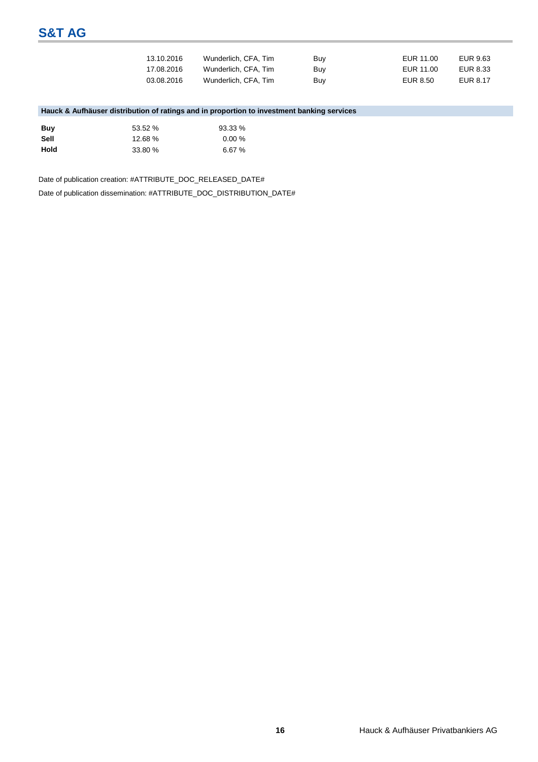| | | | | |
|---|---|---|---|---|
| 13.10.2016 | Wunderlich, CFA, Tim | Buy | EUR 11.00 | EUR 9.63 |
| 17.08.2016 | Wunderlich, CFA, Tim | Buy | EUR 11.00 | EUR 8.33 |
| 03.08.2016 | Wunderlich, CFA, Tim | Buy | EUR 8.50 | EUR 8.17 |

**Hauck & Aufhäuser distribution of ratings and in proportion to investment banking services**

| | | |
|---|---|---|
| **Buy** | 53.52 % | 93.33 % |
| **Sell** | 12.68 % | 0.00 % |
| **Hold** | 33.80 % | 6.67 % |

Date of publication creation: #ATTRIBUTE_DOC_RELEASED_DATE#

Date of publication dissemination: #ATTRIBUTE_DOC_DISTRIBUTION_DATE#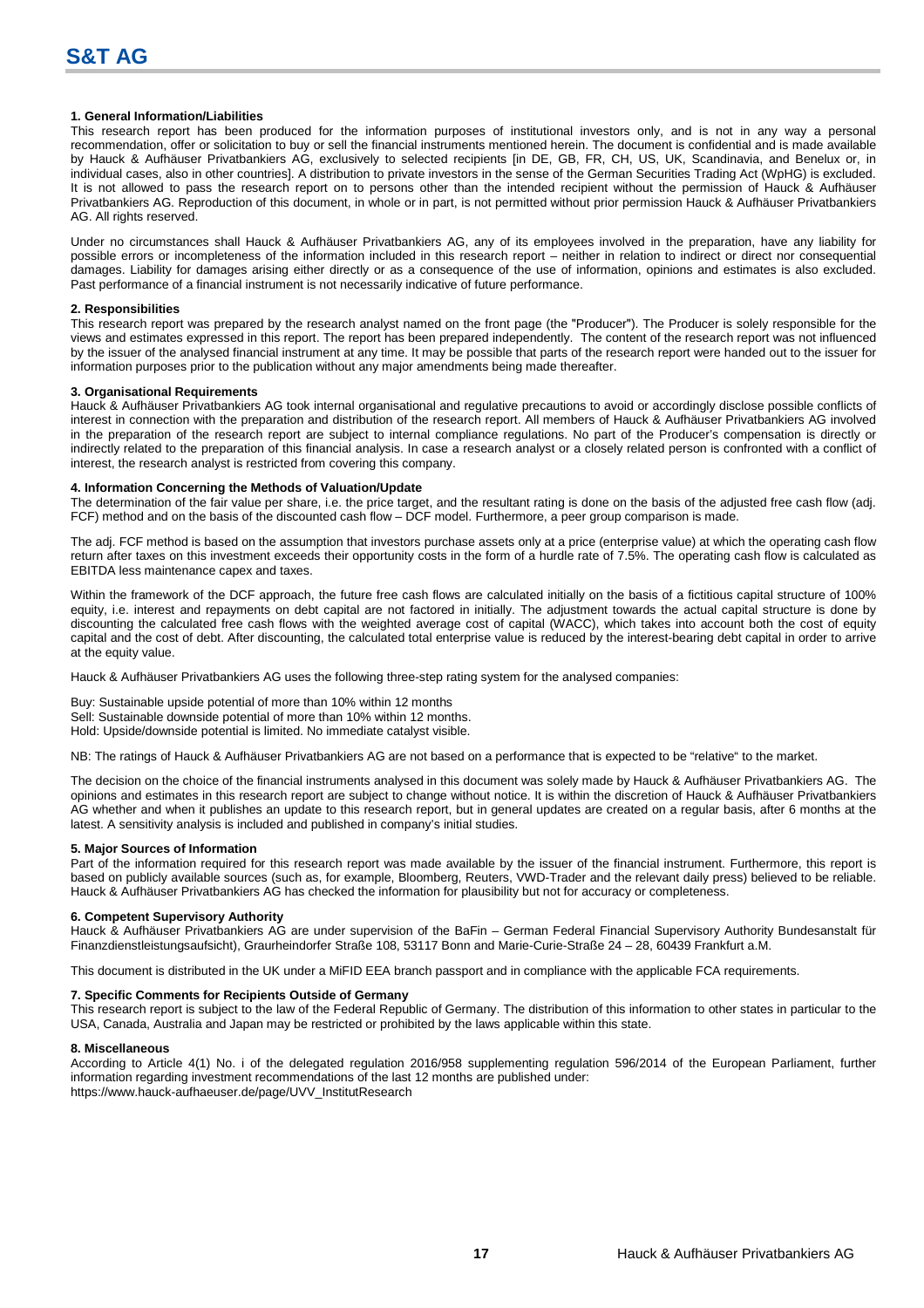#### 1. General Information/Liabilities

This research report has been produced for the information purposes of institutional investors only, and is not in any way a personal recommendation, offer or solicitation to buy or sell the financial instruments mentioned herein. The document is confidential and is made available by Hauck & Aufhäuser Privatbankiers AG, exclusively to selected recipients [in DE, GB, FR, CH, US, UK, Scandinavia, and Benelux or, in individual cases, also in other countries]. A distribution to private investors in the sense of the German Securities Trading Act (WpHG) is excluded. It is not allowed to pass the research report on to persons other than the intended recipient without the permission of Hauck & Aufhäuser Privatbankiers AG. Reproduction of this document, in whole or in part, is not permitted without prior permission Hauck & Aufhäuser Privatbankiers AG. All rights reserved.

Under no circumstances shall Hauck & Aufhäuser Privatbankiers AG, any of its employees involved in the preparation, have any liability for possible errors or incompleteness of the information included in this research report – neither in relation to indirect or direct nor consequential damages. Liability for damages arising either directly or as a consequence of the use of information, opinions and estimates is also excluded. Past performance of a financial instrument is not necessarily indicative of future performance.

#### 2. Responsibilities

This research report was prepared by the research analyst named on the front page (the "Producer"). The Producer is solely responsible for the views and estimates expressed in this report. The report has been prepared independently. The content of the research report was not influenced by the issuer of the analysed financial instrument at any time. It may be possible that parts of the research report were handed out to the issuer for information purposes prior to the publication without any major amendments being made thereafter.

#### 3. Organisational Requirements

Hauck & Aufhäuser Privatbankiers AG took internal organisational and regulative precautions to avoid or accordingly disclose possible conflicts of interest in connection with the preparation and distribution of the research report. All members of Hauck & Aufhäuser Privatbankiers AG involved in the preparation of the research report are subject to internal compliance regulations. No part of the Producer's compensation is directly or indirectly related to the preparation of this financial analysis. In case a research analyst or a closely related person is confronted with a conflict of interest, the research analyst is restricted from covering this company.

#### 4. Information Concerning the Methods of Valuation/Update

The determination of the fair value per share, i.e. the price target, and the resultant rating is done on the basis of the adjusted free cash flow (adj. FCF) method and on the basis of the discounted cash flow – DCF model. Furthermore, a peer group comparison is made.

The adj. FCF method is based on the assumption that investors purchase assets only at a price (enterprise value) at which the operating cash flow return after taxes on this investment exceeds their opportunity costs in the form of a hurdle rate of 7.5%. The operating cash flow is calculated as EBITDA less maintenance capex and taxes.

Within the framework of the DCF approach, the future free cash flows are calculated initially on the basis of a fictitious capital structure of 100% equity, i.e. interest and repayments on debt capital are not factored in initially. The adjustment towards the actual capital structure is done by discounting the calculated free cash flows with the weighted average cost of capital (WACC), which takes into account both the cost of equity capital and the cost of debt. After discounting, the calculated total enterprise value is reduced by the interest-bearing debt capital in order to arrive at the equity value.

Hauck & Aufhäuser Privatbankiers AG uses the following three-step rating system for the analysed companies:

Buy: Sustainable upside potential of more than 10% within 12 months
Sell: Sustainable downside potential of more than 10% within 12 months.
Hold: Upside/downside potential is limited. No immediate catalyst visible.

NB: The ratings of Hauck & Aufhäuser Privatbankiers AG are not based on a performance that is expected to be "relative" to the market.

The decision on the choice of the financial instruments analysed in this document was solely made by Hauck & Aufhäuser Privatbankiers AG. The opinions and estimates in this research report are subject to change without notice. It is within the discretion of Hauck & Aufhäuser Privatbankiers AG whether and when it publishes an update to this research report, but in general updates are created on a regular basis, after 6 months at the latest. A sensitivity analysis is included and published in company's initial studies.

#### 5. Major Sources of Information

Part of the information required for this research report was made available by the issuer of the financial instrument. Furthermore, this report is based on publicly available sources (such as, for example, Bloomberg, Reuters, VWD-Trader and the relevant daily press) believed to be reliable. Hauck & Aufhäuser Privatbankiers AG has checked the information for plausibility but not for accuracy or completeness.

#### 6. Competent Supervisory Authority

Hauck & Aufhäuser Privatbankiers AG are under supervision of the BaFin – German Federal Financial Supervisory Authority Bundesanstalt für Finanzdienstleistungsaufsicht), Graurheindorfer Straße 108, 53117 Bonn and Marie-Curie-Straße 24 – 28, 60439 Frankfurt a.M.

This document is distributed in the UK under a MiFID EEA branch passport and in compliance with the applicable FCA requirements.

#### 7. Specific Comments for Recipients Outside of Germany

This research report is subject to the law of the Federal Republic of Germany. The distribution of this information to other states in particular to the USA, Canada, Australia and Japan may be restricted or prohibited by the laws applicable within this state.

#### 8. Miscellaneous

According to Article 4(1) No. i of the delegated regulation 2016/958 supplementing regulation 596/2014 of the European Parliament, further information regarding investment recommendations of the last 12 months are published under:
https://www.hauck-aufhaeuser.de/page/UVV_InstitutResearch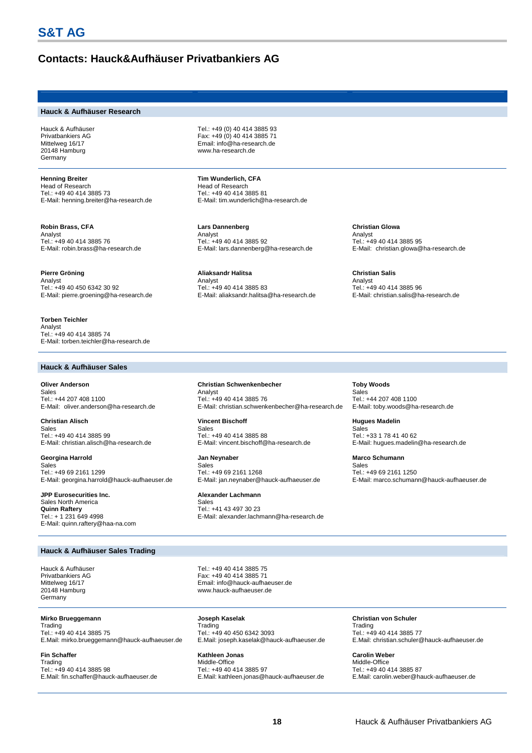# S&T AG

## Contacts: Hauck&Aufhäuser Privatbankiers AG

### Hauck & Aufhäuser Research

Hauck & Aufhäuser
Privatbankiers AG
Mittelweg 16/17
20148 Hamburg
Germany

Tel.: +49 (0) 40 414 3885 93
Fax: +49 (0) 40 414 3885 71
Email: info@ha-research.de
www.ha-research.de

**Henning Breiter**
Head of Research
Tel.: +49 40 414 3885 73
E-Mail: henning.breiter@ha-research.de

**Tim Wunderlich, CFA**
Head of Research
Tel.: +49 40 414 3885 81
E-Mail: tim.wunderlich@ha-research.de

**Robin Brass, CFA**
Analyst
Tel.: +49 40 414 3885 76
E-Mail: robin.brass@ha-research.de

**Lars Dannenberg**
Analyst
Tel.: +49 40 414 3885 92
E-Mail: lars.dannenberg@ha-research.de

**Christian Glowa**
Analyst
Tel.: +49 40 414 3885 95
E-Mail: christian.glowa@ha-research.de

**Pierre Gröning**
Analyst
Tel.: +49 40 450 6342 30 92
E-Mail: pierre.groening@ha-research.de

**Aliaksandr Halitsa**
Analyst
Tel.: +49 40 414 3885 83
E-Mail: aliaksandr.halitsa@ha-research.de

**Christian Salis**
Analyst
Tel.: +49 40 414 3885 96
E-Mail: christian.salis@ha-research.de

**Torben Teichler**
Analyst
Tel.: +49 40 414 3885 74
E-Mail: torben.teichler@ha-research.de

### Hauck & Aufhäuser Sales

**Oliver Anderson**
Sales
Tel.: +44 207 408 1100
E-Mail: oliver.anderson@ha-research.de

**Christian Schwenkenbecher**
Analyst
Tel.: +49 40 414 3885 76
E-Mail: christian.schwenkenbecher@ha-research.de

**Toby Woods**
Sales
Tel.: +44 207 408 1100
E-Mail: toby.woods@ha-research.de

**Christian Alisch**
Sales
Tel.: +49 40 414 3885 99
E-Mail: christian.alisch@ha-research.de

**Vincent Bischoff**
Sales
Tel.: +49 40 414 3885 88
E-Mail: vincent.bischoff@ha-research.de

**Hugues Madelin**
Sales
Tel.: +33 1 78 41 40 62
E-Mail: hugues.madelin@ha-research.de

**Georgina Harrold**
Sales
Tel.: +49 69 2161 1299
E-Mail: georgina.harrold@hauck-aufhaeuser.de

**Jan Neynaber**
Sales
Tel.: +49 69 2161 1268
E-Mail: jan.neynaber@hauck-aufhaeuser.de

**Marco Schumann**
Sales
Tel.: +49 69 2161 1250
E-Mail: marco.schumann@hauck-aufhaeuser.de

**JPP Eurosecurities Inc.**
Sales North America
**Quinn Raftery**
Tel.: + 1 231 649 4998
E-Mail: quinn.raftery@haa-na.com

**Alexander Lachmann**
Sales
Tel.: +41 43 497 30 23
E-Mail: alexander.lachmann@ha-research.de

### Hauck & Aufhäuser Sales Trading

Hauck & Aufhäuser
Privatbankiers AG
Mittelweg 16/17
20148 Hamburg
Germany

Tel.: +49 40 414 3885 75
Fax: +49 40 414 3885 71
Email: info@hauck-aufhaeuser.de
www.hauck-aufhaeuser.de

**Mirko Brueggemann**
Trading
Tel.: +49 40 414 3885 75
E.Mail: mirko.brueggemann@hauck-aufhaeuser.de

**Joseph Kaselak**
Trading
Tel.: +49 40 450 6342 3093
E.Mail: joseph.kaselak@hauck-aufhaeuser.de

**Christian von Schuler**
Trading
Tel.: +49 40 414 3885 77
E.Mail: christian.schuler@hauck-aufhaeuser.de

**Fin Schaffer**
Trading
Tel.: +49 40 414 3885 98
E.Mail: fin.schaffer@hauck-aufhaeuser.de

**Kathleen Jonas**
Middle-Office
Tel.: +49 40 414 3885 97
E.Mail: kathleen.jonas@hauck-aufhaeuser.de

**Carolin Weber**
Middle-Office
Tel.: +49 40 414 3885 87
E.Mail: carolin.weber@hauck-aufhaeuser.de